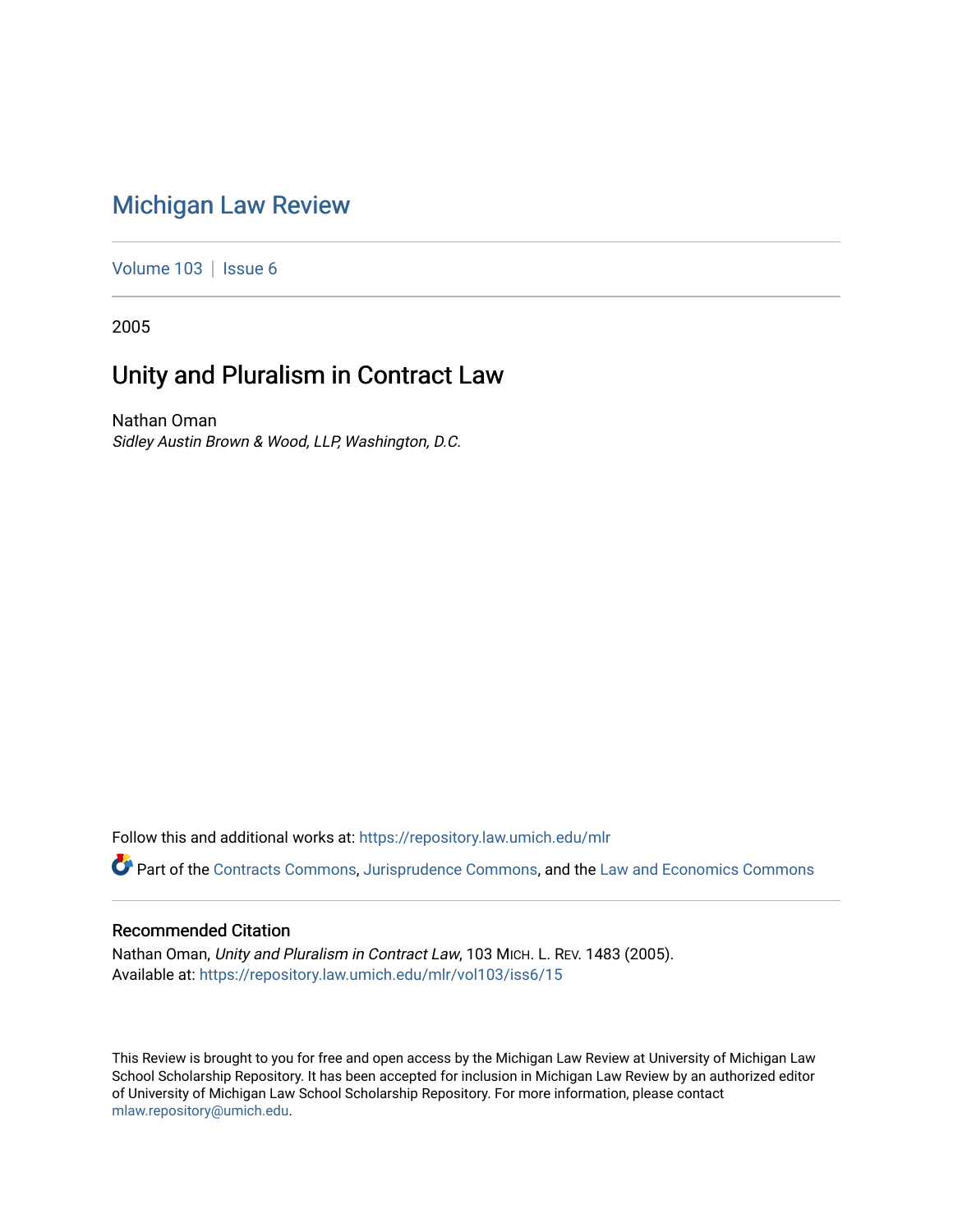# Michigan Law Review

Volume 103 | Issue 6

2005

## Unity and Pluralism in Contract Law

Nathan Oman
*Sidley Austin Brown & Wood, LLP, Washington, D.C.*

Follow this and additional works at: https://repository.law.umich.edu/mlr

Part of the Contracts Commons, Jurisprudence Commons, and the Law and Economics Commons

### Recommended Citation

Nathan Oman, *Unity and Pluralism in Contract Law*, 103 MICH. L. REV. 1483 (2005).
Available at: https://repository.law.umich.edu/mlr/vol103/iss6/15

This Review is brought to you for free and open access by the Michigan Law Review at University of Michigan Law School Scholarship Repository. It has been accepted for inclusion in Michigan Law Review by an authorized editor of University of Michigan Law School Scholarship Repository. For more information, please contact mlaw.repository@umich.edu.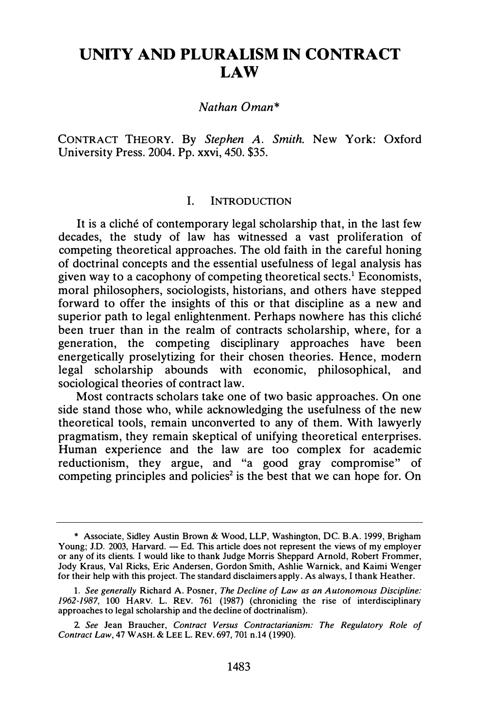# UNITY AND PLURALISM IN CONTRACT LAW

*Nathan Oman**

CONTRACT THEORY. By *Stephen A. Smith*. New York: Oxford University Press. 2004. Pp. xxvi, 450. $35.

## I. INTRODUCTION

It is a cliché of contemporary legal scholarship that, in the last few decades, the study of law has witnessed a vast proliferation of competing theoretical approaches. The old faith in the careful honing of doctrinal concepts and the essential usefulness of legal analysis has given way to a cacophony of competing theoretical sects.[1] Economists, moral philosophers, sociologists, historians, and others have stepped forward to offer the insights of this or that discipline as a new and superior path to legal enlightenment. Perhaps nowhere has this cliché been truer than in the realm of contracts scholarship, where, for a generation, the competing disciplinary approaches have been energetically proselytizing for their chosen theories. Hence, modern legal scholarship abounds with economic, philosophical, and sociological theories of contract law.

Most contracts scholars take one of two basic approaches. On one side stand those who, while acknowledging the usefulness of the new theoretical tools, remain unconverted to any of them. With lawyerly pragmatism, they remain skeptical of unifying theoretical enterprises. Human experience and the law are too complex for academic reductionism, they argue, and "a good gray compromise" of competing principles and policies[2] is the best that we can hope for. On

---

\* Associate, Sidley Austin Brown & Wood, LLP, Washington, DC. B.A. 1999, Brigham Young; J.D. 2003, Harvard. — Ed. This article does not represent the views of my employer or any of its clients. I would like to thank Judge Morris Sheppard Arnold, Robert Frommer, Jody Kraus, Val Ricks, Eric Andersen, Gordon Smith, Ashlie Warnick, and Kaimi Wenger for their help with this project. The standard disclaimers apply. As always, I thank Heather.

1. *See generally* Richard A. Posner, *The Decline of Law as an Autonomous Discipline: 1962-1987*, 100 HARV. L. REV. 761 (1987) (chronicling the rise of interdisciplinary approaches to legal scholarship and the decline of doctrinalism).

2. *See* Jean Braucher, *Contract Versus Contractarianism: The Regulatory Role of Contract Law*, 47 WASH. & LEE L. REV. 697, 701 n.14 (1990).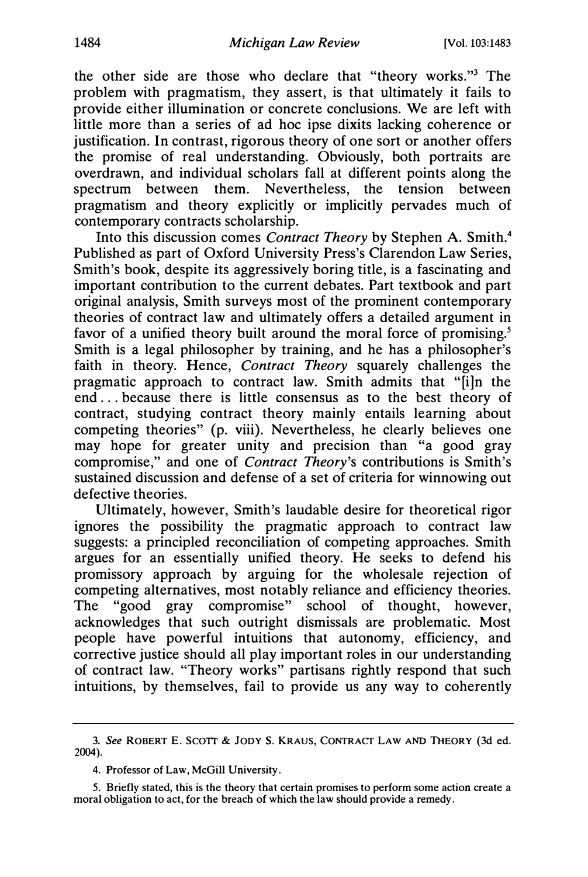the other side are those who declare that "theory works."[3] The problem with pragmatism, they assert, is that ultimately it fails to provide either illumination or concrete conclusions. We are left with little more than a series of ad hoc ipse dixits lacking coherence or justification. In contrast, rigorous theory of one sort or another offers the promise of real understanding. Obviously, both portraits are overdrawn, and individual scholars fall at different points along the spectrum between them. Nevertheless, the tension between pragmatism and theory explicitly or implicitly pervades much of contemporary contracts scholarship.

Into this discussion comes *Contract Theory* by Stephen A. Smith.[4] Published as part of Oxford University Press's Clarendon Law Series, Smith's book, despite its aggressively boring title, is a fascinating and important contribution to the current debates. Part textbook and part original analysis, Smith surveys most of the prominent contemporary theories of contract law and ultimately offers a detailed argument in favor of a unified theory built around the moral force of promising.[5] Smith is a legal philosopher by training, and he has a philosopher's faith in theory. Hence, *Contract Theory* squarely challenges the pragmatic approach to contract law. Smith admits that "[i]n the end . . . because there is little consensus as to the best theory of contract, studying contract theory mainly entails learning about competing theories" (p. viii). Nevertheless, he clearly believes one may hope for greater unity and precision than "a good gray compromise," and one of *Contract Theory*'s contributions is Smith's sustained discussion and defense of a set of criteria for winnowing out defective theories.

Ultimately, however, Smith's laudable desire for theoretical rigor ignores the possibility the pragmatic approach to contract law suggests: a principled reconciliation of competing approaches. Smith argues for an essentially unified theory. He seeks to defend his promissory approach by arguing for the wholesale rejection of competing alternatives, most notably reliance and efficiency theories. The "good gray compromise" school of thought, however, acknowledges that such outright dismissals are problematic. Most people have powerful intuitions that autonomy, efficiency, and corrective justice should all play important roles in our understanding of contract law. "Theory works" partisans rightly respond that such intuitions, by themselves, fail to provide us any way to coherently

---

3. *See* ROBERT E. SCOTT & JODY S. KRAUS, CONTRACT LAW AND THEORY (3d ed. 2004).

4. Professor of Law, McGill University.

5. Briefly stated, this is the theory that certain promises to perform some action create a moral obligation to act, for the breach of which the law should provide a remedy.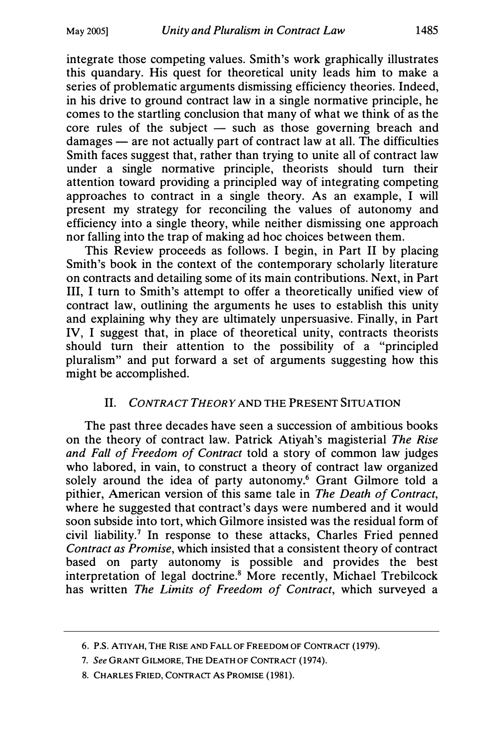integrate those competing values. Smith's work graphically illustrates this quandary. His quest for theoretical unity leads him to make a series of problematic arguments dismissing efficiency theories. Indeed, in his drive to ground contract law in a single normative principle, he comes to the startling conclusion that many of what we think of as the core rules of the subject — such as those governing breach and damages — are not actually part of contract law at all. The difficulties Smith faces suggest that, rather than trying to unite all of contract law under a single normative principle, theorists should turn their attention toward providing a principled way of integrating competing approaches to contract in a single theory. As an example, I will present my strategy for reconciling the values of autonomy and efficiency into a single theory, while neither dismissing one approach nor falling into the trap of making ad hoc choices between them.

This Review proceeds as follows. I begin, in Part II by placing Smith's book in the context of the contemporary scholarly literature on contracts and detailing some of its main contributions. Next, in Part III, I turn to Smith's attempt to offer a theoretically unified view of contract law, outlining the arguments he uses to establish this unity and explaining why they are ultimately unpersuasive. Finally, in Part IV, I suggest that, in place of theoretical unity, contracts theorists should turn their attention to the possibility of a "principled pluralism" and put forward a set of arguments suggesting how this might be accomplished.

## II. *CONTRACT THEORY* AND THE PRESENT SITUATION

The past three decades have seen a succession of ambitious books on the theory of contract law. Patrick Atiyah's magisterial *The Rise and Fall of Freedom of Contract* told a story of common law judges who labored, in vain, to construct a theory of contract law organized solely around the idea of party autonomy.[6] Grant Gilmore told a pithier, American version of this same tale in *The Death of Contract*, where he suggested that contract's days were numbered and it would soon subside into tort, which Gilmore insisted was the residual form of civil liability.[7] In response to these attacks, Charles Fried penned *Contract as Promise*, which insisted that a consistent theory of contract based on party autonomy is possible and provides the best interpretation of legal doctrine.[8] More recently, Michael Trebilcock has written *The Limits of Freedom of Contract*, which surveyed a

---

6. P.S. ATIYAH, THE RISE AND FALL OF FREEDOM OF CONTRACT (1979).

7. *See* GRANT GILMORE, THE DEATH OF CONTRACT (1974).

8. CHARLES FRIED, CONTRACT AS PROMISE (1981).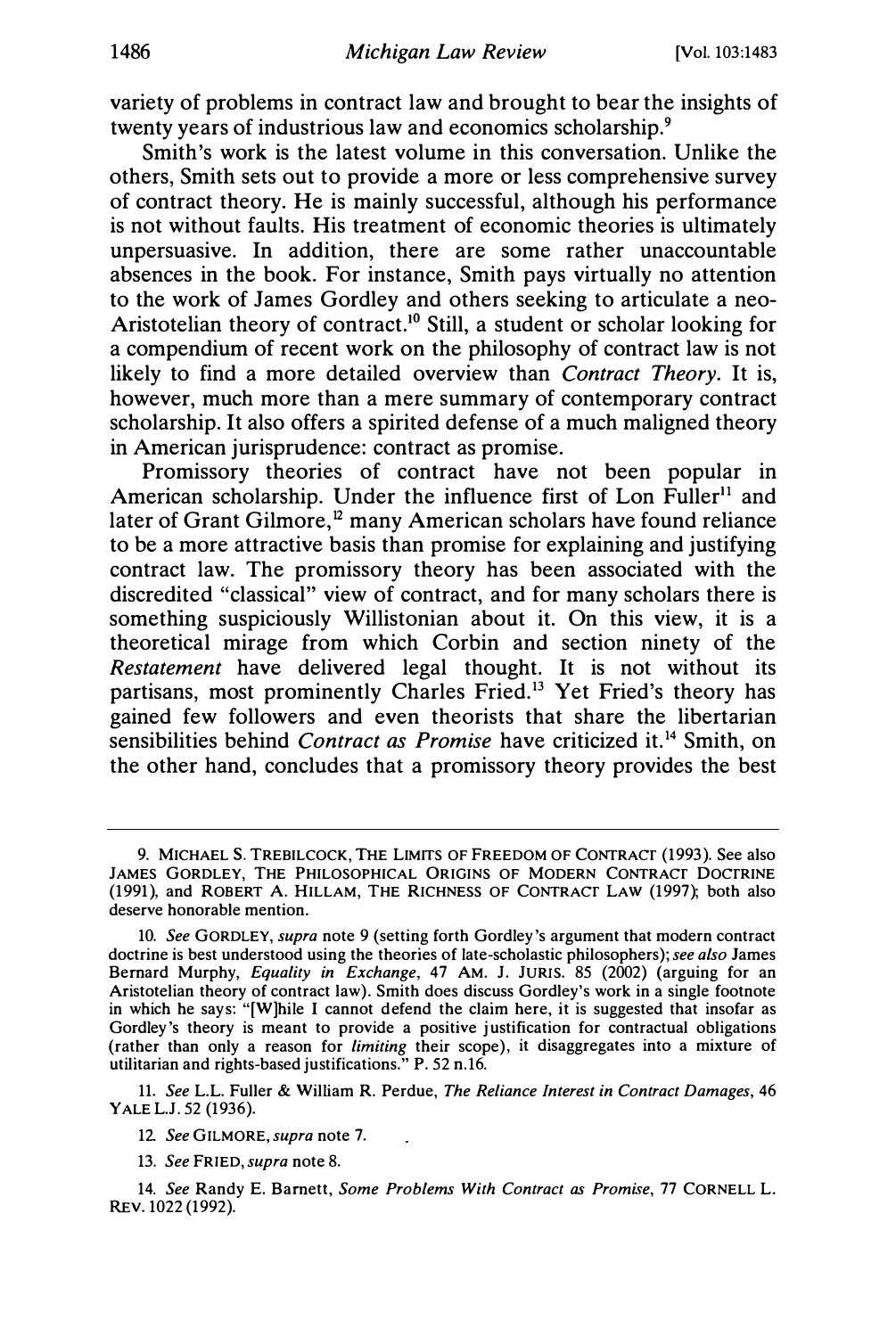variety of problems in contract law and brought to bear the insights of twenty years of industrious law and economics scholarship.[9]

Smith's work is the latest volume in this conversation. Unlike the others, Smith sets out to provide a more or less comprehensive survey of contract theory. He is mainly successful, although his performance is not without faults. His treatment of economic theories is ultimately unpersuasive. In addition, there are some rather unaccountable absences in the book. For instance, Smith pays virtually no attention to the work of James Gordley and others seeking to articulate a neo-Aristotelian theory of contract.[10] Still, a student or scholar looking for a compendium of recent work on the philosophy of contract law is not likely to find a more detailed overview than *Contract Theory*. It is, however, much more than a mere summary of contemporary contract scholarship. It also offers a spirited defense of a much maligned theory in American jurisprudence: contract as promise.

Promissory theories of contract have not been popular in American scholarship. Under the influence first of Lon Fuller[11] and later of Grant Gilmore,[12] many American scholars have found reliance to be a more attractive basis than promise for explaining and justifying contract law. The promissory theory has been associated with the discredited "classical" view of contract, and for many scholars there is something suspiciously Willistonian about it. On this view, it is a theoretical mirage from which Corbin and section ninety of the *Restatement* have delivered legal thought. It is not without its partisans, most prominently Charles Fried.[13] Yet Fried's theory has gained few followers and even theorists that share the libertarian sensibilities behind *Contract as Promise* have criticized it.[14] Smith, on the other hand, concludes that a promissory theory provides the best

---

9. MICHAEL S. TREBILCOCK, THE LIMITS OF FREEDOM OF CONTRACT (1993). See also JAMES GORDLEY, THE PHILOSOPHICAL ORIGINS OF MODERN CONTRACT DOCTRINE (1991), and ROBERT A. HILLAM, THE RICHNESS OF CONTRACT LAW (1997); both also deserve honorable mention.

10. *See* GORDLEY, *supra* note 9 (setting forth Gordley's argument that modern contract doctrine is best understood using the theories of late-scholastic philosophers); *see also* James Bernard Murphy, *Equality in Exchange*, 47 AM. J. JURIS. 85 (2002) (arguing for an Aristotelian theory of contract law). Smith does discuss Gordley's work in a single footnote in which he says: "[W]hile I cannot defend the claim here, it is suggested that insofar as Gordley's theory is meant to provide a positive justification for contractual obligations (rather than only a reason for *limiting* their scope), it disaggregates into a mixture of utilitarian and rights-based justifications." P. 52 n.16.

11. *See* L.L. Fuller & William R. Perdue, *The Reliance Interest in Contract Damages*, 46 YALE L.J. 52 (1936).

12. *See* GILMORE, *supra* note 7.

13. *See* FRIED, *supra* note 8.

14. *See* Randy E. Barnett, *Some Problems With Contract as Promise*, 77 CORNELL L. REV. 1022 (1992).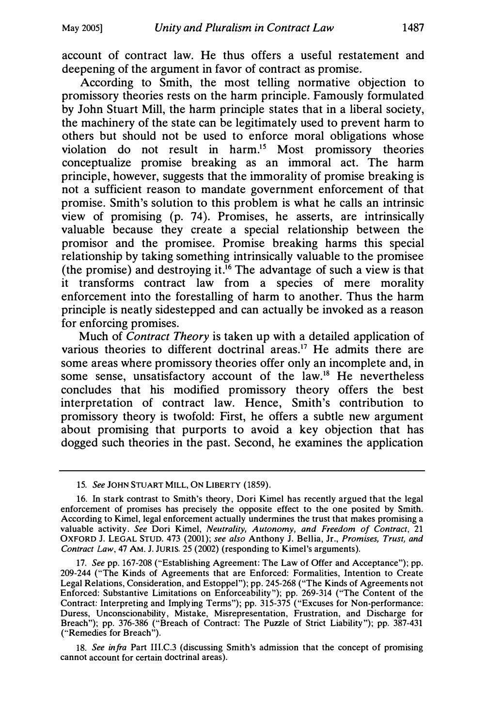account of contract law. He thus offers a useful restatement and deepening of the argument in favor of contract as promise.

According to Smith, the most telling normative objection to promissory theories rests on the harm principle. Famously formulated by John Stuart Mill, the harm principle states that in a liberal society, the machinery of the state can be legitimately used to prevent harm to others but should not be used to enforce moral obligations whose violation do not result in harm.[15] Most promissory theories conceptualize promise breaking as an immoral act. The harm principle, however, suggests that the immorality of promise breaking is not a sufficient reason to mandate government enforcement of that promise. Smith's solution to this problem is what he calls an intrinsic view of promising (p. 74). Promises, he asserts, are intrinsically valuable because they create a special relationship between the promisor and the promisee. Promise breaking harms this special relationship by taking something intrinsically valuable to the promisee (the promise) and destroying it.[16] The advantage of such a view is that it transforms contract law from a species of mere morality enforcement into the forestalling of harm to another. Thus the harm principle is neatly sidestepped and can actually be invoked as a reason for enforcing promises.

Much of *Contract Theory* is taken up with a detailed application of various theories to different doctrinal areas.[17] He admits there are some areas where promissory theories offer only an incomplete and, in some sense, unsatisfactory account of the law.[18] He nevertheless concludes that his modified promissory theory offers the best interpretation of contract law. Hence, Smith's contribution to promissory theory is twofold: First, he offers a subtle new argument about promising that purports to avoid a key objection that has dogged such theories in the past. Second, he examines the application

---

15. *See* JOHN STUART MILL, ON LIBERTY (1859).

16. In stark contrast to Smith's theory, Dori Kimel has recently argued that the legal enforcement of promises has precisely the opposite effect to the one posited by Smith. According to Kimel, legal enforcement actually undermines the trust that makes promising a valuable activity. *See* Dori Kimel, *Neutrality, Autonomy, and Freedom of Contract*, 21 OXFORD J. LEGAL STUD. 473 (2001); *see also* Anthony J. Bellia, Jr., *Promises, Trust, and Contract Law*, 47 AM. J. JURIS. 25 (2002) (responding to Kimel's arguments).

17. *See* pp. 167-208 ("Establishing Agreement: The Law of Offer and Acceptance"); pp. 209-244 ("The Kinds of Agreements that are Enforced: Formalities, Intention to Create Legal Relations, Consideration, and Estoppel"); pp. 245-268 ("The Kinds of Agreements not Enforced: Substantive Limitations on Enforceability"); pp. 269-314 ("The Content of the Contract: Interpreting and Implying Terms"); pp. 315-375 ("Excuses for Non-performance: Duress, Unconscionability, Mistake, Misrepresentation, Frustration, and Discharge for Breach"); pp. 376-386 ("Breach of Contract: The Puzzle of Strict Liability"); pp. 387-431 ("Remedies for Breach").

18. *See infra* Part III.C.3 (discussing Smith's admission that the concept of promising cannot account for certain doctrinal areas).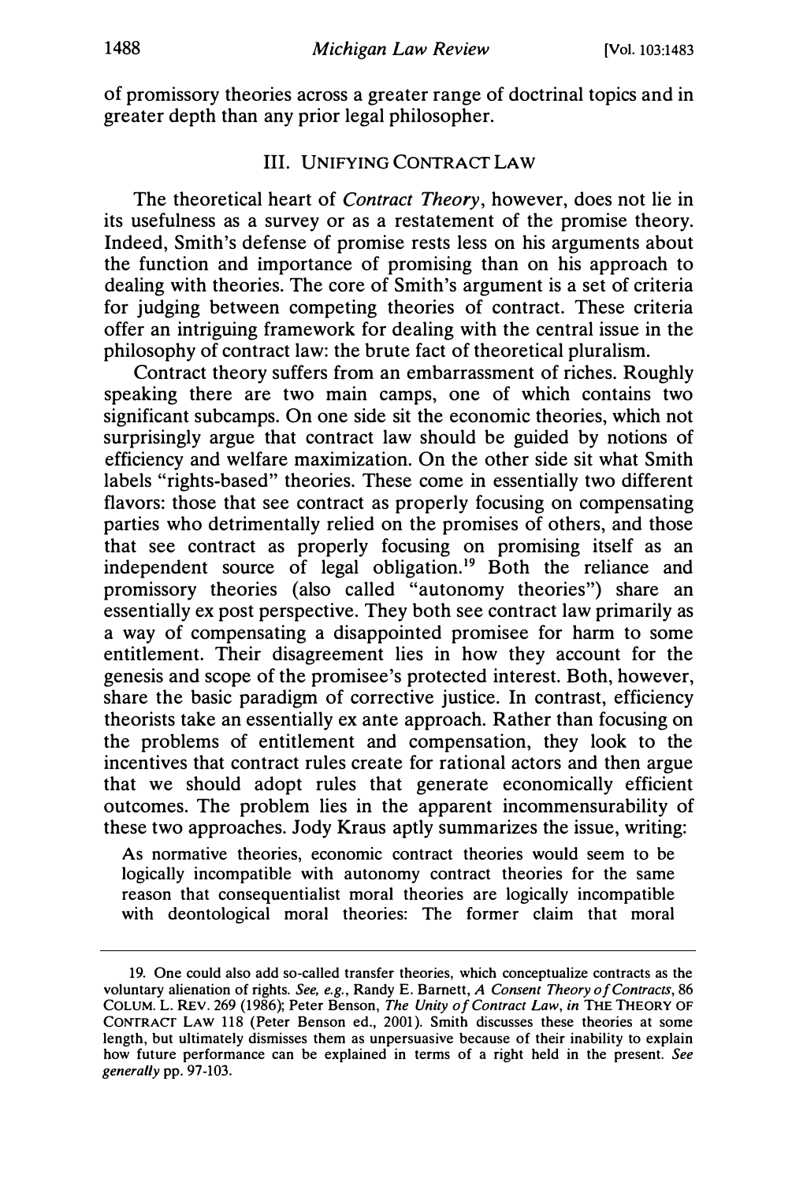of promissory theories across a greater range of doctrinal topics and in greater depth than any prior legal philosopher.

## III. Unifying Contract Law

The theoretical heart of *Contract Theory*, however, does not lie in its usefulness as a survey or as a restatement of the promise theory. Indeed, Smith's defense of promise rests less on his arguments about the function and importance of promising than on his approach to dealing with theories. The core of Smith's argument is a set of criteria for judging between competing theories of contract. These criteria offer an intriguing framework for dealing with the central issue in the philosophy of contract law: the brute fact of theoretical pluralism.

Contract theory suffers from an embarrassment of riches. Roughly speaking there are two main camps, one of which contains two significant subcamps. On one side sit the economic theories, which not surprisingly argue that contract law should be guided by notions of efficiency and welfare maximization. On the other side sit what Smith labels "rights-based" theories. These come in essentially two different flavors: those that see contract as properly focusing on compensating parties who detrimentally relied on the promises of others, and those that see contract as properly focusing on promising itself as an independent source of legal obligation.[19] Both the reliance and promissory theories (also called "autonomy theories") share an essentially ex post perspective. They both see contract law primarily as a way of compensating a disappointed promisee for harm to some entitlement. Their disagreement lies in how they account for the genesis and scope of the promisee's protected interest. Both, however, share the basic paradigm of corrective justice. In contrast, efficiency theorists take an essentially ex ante approach. Rather than focusing on the problems of entitlement and compensation, they look to the incentives that contract rules create for rational actors and then argue that we should adopt rules that generate economically efficient outcomes. The problem lies in the apparent incommensurability of these two approaches. Jody Kraus aptly summarizes the issue, writing:

> As normative theories, economic contract theories would seem to be logically incompatible with autonomy contract theories for the same reason that consequentialist moral theories are logically incompatible with deontological moral theories: The former claim that moral

---

19. One could also add so-called transfer theories, which conceptualize contracts as the voluntary alienation of rights. *See, e.g.*, Randy E. Barnett, *A Consent Theory of Contracts*, 86 COLUM. L. REV. 269 (1986); Peter Benson, *The Unity of Contract Law*, *in* THE THEORY OF CONTRACT LAW 118 (Peter Benson ed., 2001). Smith discusses these theories at some length, but ultimately dismisses them as unpersuasive because of their inability to explain how future performance can be explained in terms of a right held in the present. *See generally* pp. 97-103.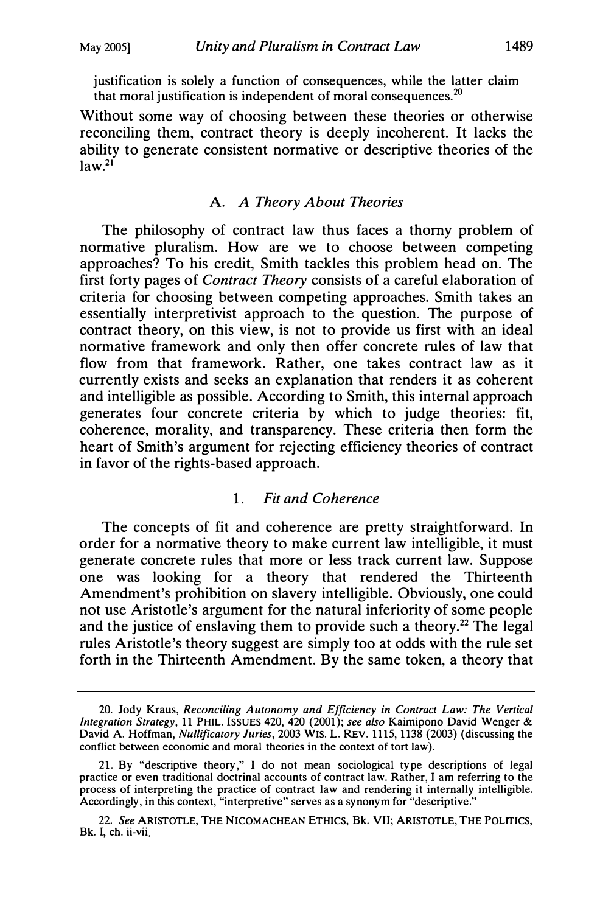justification is solely a function of consequences, while the latter claim that moral justification is independent of moral consequences.[20]

Without some way of choosing between these theories or otherwise reconciling them, contract theory is deeply incoherent. It lacks the ability to generate consistent normative or descriptive theories of the law.[21]

### A. *A Theory About Theories*

The philosophy of contract law thus faces a thorny problem of normative pluralism. How are we to choose between competing approaches? To his credit, Smith tackles this problem head on. The first forty pages of *Contract Theory* consists of a careful elaboration of criteria for choosing between competing approaches. Smith takes an essentially interpretivist approach to the question. The purpose of contract theory, on this view, is not to provide us first with an ideal normative framework and only then offer concrete rules of law that flow from that framework. Rather, one takes contract law as it currently exists and seeks an explanation that renders it as coherent and intelligible as possible. According to Smith, this internal approach generates four concrete criteria by which to judge theories: fit, coherence, morality, and transparency. These criteria then form the heart of Smith's argument for rejecting efficiency theories of contract in favor of the rights-based approach.

#### 1. *Fit and Coherence*

The concepts of fit and coherence are pretty straightforward. In order for a normative theory to make current law intelligible, it must generate concrete rules that more or less track current law. Suppose one was looking for a theory that rendered the Thirteenth Amendment's prohibition on slavery intelligible. Obviously, one could not use Aristotle's argument for the natural inferiority of some people and the justice of enslaving them to provide such a theory.[22] The legal rules Aristotle's theory suggest are simply too at odds with the rule set forth in the Thirteenth Amendment. By the same token, a theory that

---

20. Jody Kraus, *Reconciling Autonomy and Efficiency in Contract Law: The Vertical Integration Strategy*, 11 PHIL. ISSUES 420, 420 (2001); *see also* Kaimipono David Wenger & David A. Hoffman, *Nullificatory Juries*, 2003 WIS. L. REV. 1115, 1138 (2003) (discussing the conflict between economic and moral theories in the context of tort law).

21. By "descriptive theory," I do not mean sociological type descriptions of legal practice or even traditional doctrinal accounts of contract law. Rather, I am referring to the process of interpreting the practice of contract law and rendering it internally intelligible. Accordingly, in this context, "interpretive" serves as a synonym for "descriptive."

22. *See* ARISTOTLE, THE NICOMACHEAN ETHICS, Bk. VII; ARISTOTLE, THE POLITICS, Bk. I, ch. ii-vii.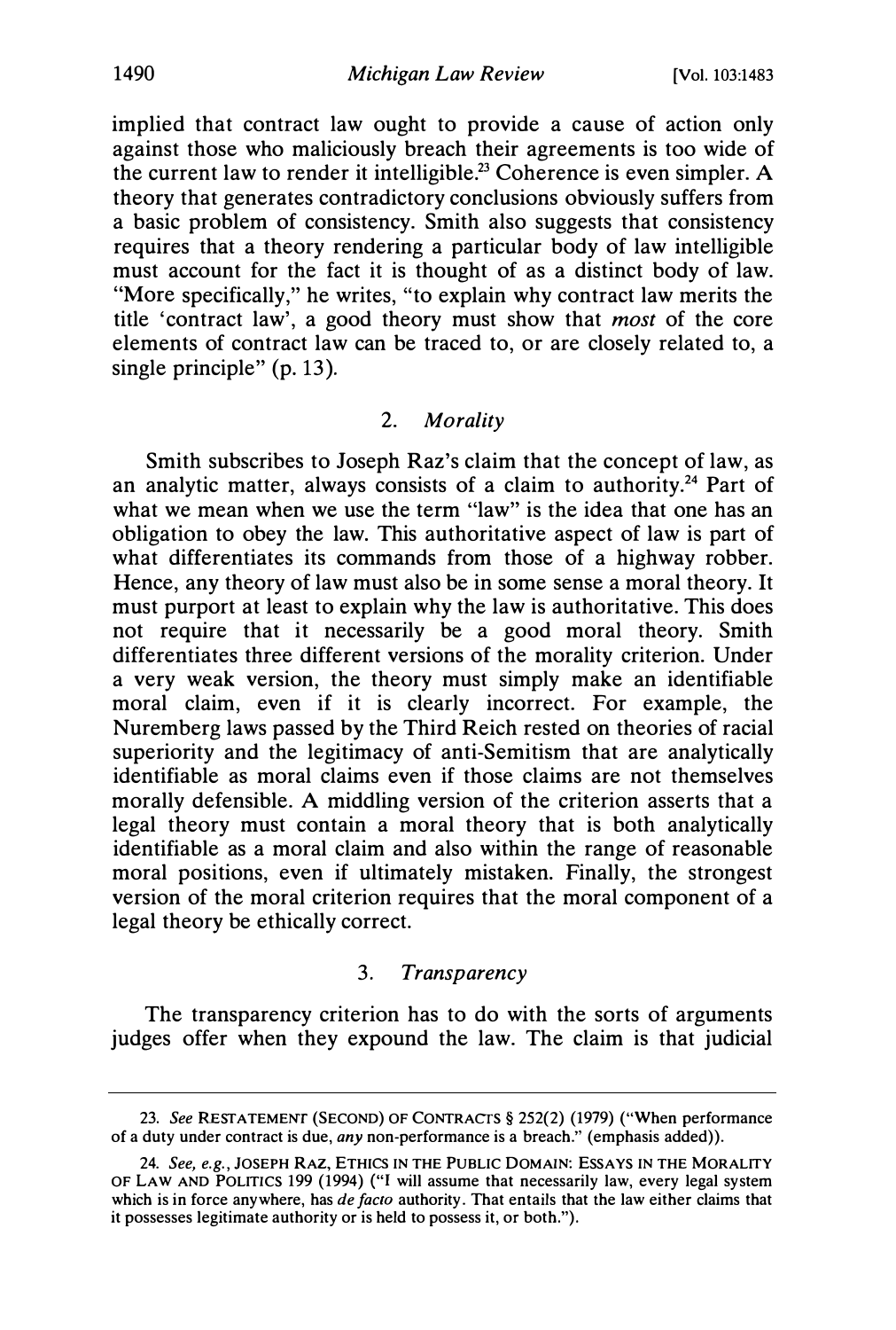implied that contract law ought to provide a cause of action only against those who maliciously breach their agreements is too wide of the current law to render it intelligible.[23] Coherence is even simpler. A theory that generates contradictory conclusions obviously suffers from a basic problem of consistency. Smith also suggests that consistency requires that a theory rendering a particular body of law intelligible must account for the fact it is thought of as a distinct body of law. "More specifically," he writes, "to explain why contract law merits the title 'contract law', a good theory must show that *most* of the core elements of contract law can be traced to, or are closely related to, a single principle" (p. 13).

### 2. *Morality*

Smith subscribes to Joseph Raz's claim that the concept of law, as an analytic matter, always consists of a claim to authority.[24] Part of what we mean when we use the term "law" is the idea that one has an obligation to obey the law. This authoritative aspect of law is part of what differentiates its commands from those of a highway robber. Hence, any theory of law must also be in some sense a moral theory. It must purport at least to explain why the law is authoritative. This does not require that it necessarily be a good moral theory. Smith differentiates three different versions of the morality criterion. Under a very weak version, the theory must simply make an identifiable moral claim, even if it is clearly incorrect. For example, the Nuremberg laws passed by the Third Reich rested on theories of racial superiority and the legitimacy of anti-Semitism that are analytically identifiable as moral claims even if those claims are not themselves morally defensible. A middling version of the criterion asserts that a legal theory must contain a moral theory that is both analytically identifiable as a moral claim and also within the range of reasonable moral positions, even if ultimately mistaken. Finally, the strongest version of the moral criterion requires that the moral component of a legal theory be ethically correct.

### 3. *Transparency*

The transparency criterion has to do with the sorts of arguments judges offer when they expound the law. The claim is that judicial

---

23. *See* RESTATEMENT (SECOND) OF CONTRACTS § 252(2) (1979) ("When performance of a duty under contract is due, *any* non-performance is a breach." (emphasis added)).

24. *See, e.g.*, JOSEPH RAZ, ETHICS IN THE PUBLIC DOMAIN: ESSAYS IN THE MORALITY OF LAW AND POLITICS 199 (1994) ("I will assume that necessarily law, every legal system which is in force anywhere, has *de facto* authority. That entails that the law either claims that it possesses legitimate authority or is held to possess it, or both.").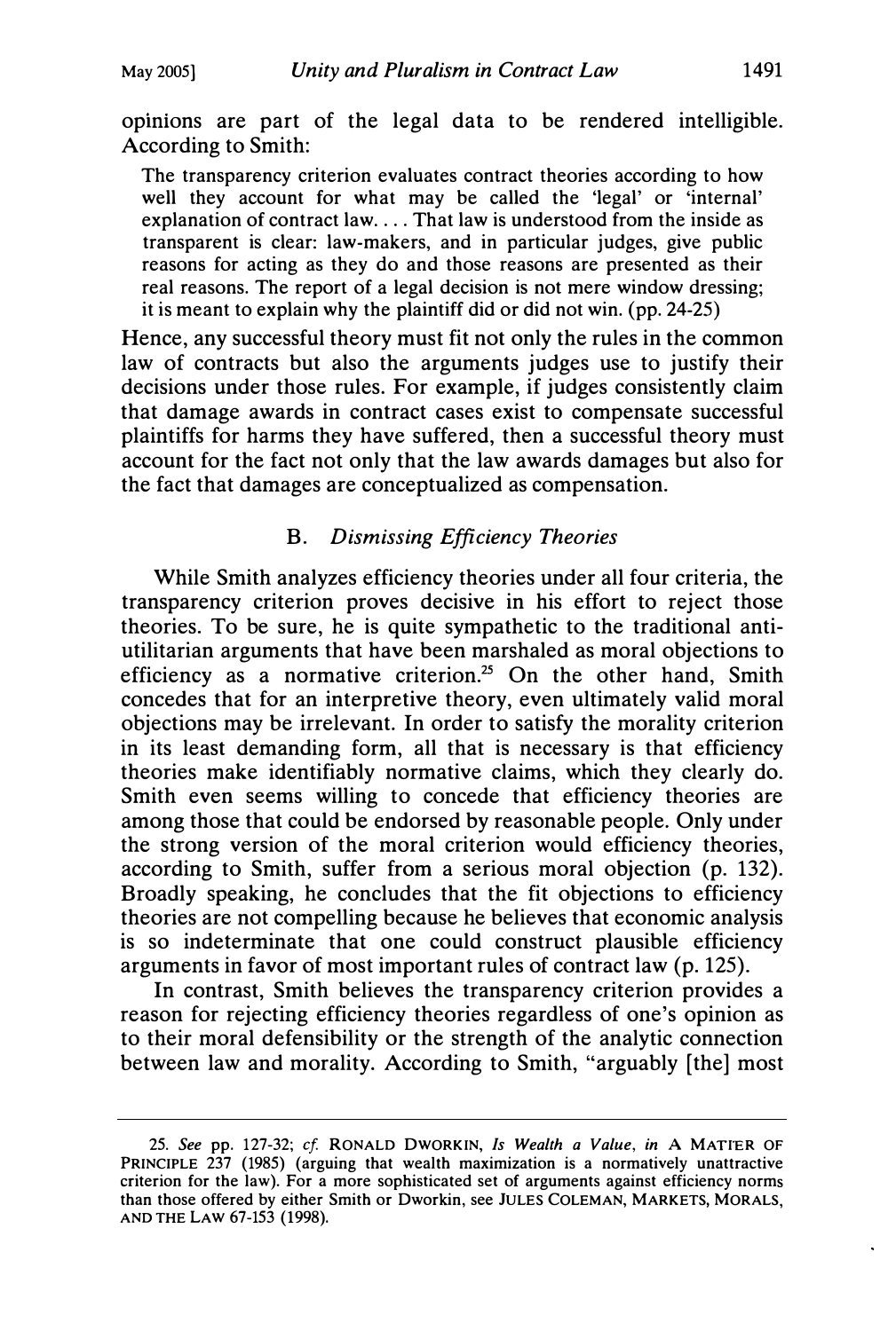opinions are part of the legal data to be rendered intelligible. According to Smith:

> The transparency criterion evaluates contract theories according to how well they account for what may be called the 'legal' or 'internal' explanation of contract law. . . . That law is understood from the inside as transparent is clear: law-makers, and in particular judges, give public reasons for acting as they do and those reasons are presented as their real reasons. The report of a legal decision is not mere window dressing; it is meant to explain why the plaintiff did or did not win. (pp. 24-25)

Hence, any successful theory must fit not only the rules in the common law of contracts but also the arguments judges use to justify their decisions under those rules. For example, if judges consistently claim that damage awards in contract cases exist to compensate successful plaintiffs for harms they have suffered, then a successful theory must account for the fact not only that the law awards damages but also for the fact that damages are conceptualized as compensation.

### B. *Dismissing Efficiency Theories*

While Smith analyzes efficiency theories under all four criteria, the transparency criterion proves decisive in his effort to reject those theories. To be sure, he is quite sympathetic to the traditional anti-utilitarian arguments that have been marshaled as moral objections to efficiency as a normative criterion.[25] On the other hand, Smith concedes that for an interpretive theory, even ultimately valid moral objections may be irrelevant. In order to satisfy the morality criterion in its least demanding form, all that is necessary is that efficiency theories make identifiably normative claims, which they clearly do. Smith even seems willing to concede that efficiency theories are among those that could be endorsed by reasonable people. Only under the strong version of the moral criterion would efficiency theories, according to Smith, suffer from a serious moral objection (p. 132). Broadly speaking, he concludes that the fit objections to efficiency theories are not compelling because he believes that economic analysis is so indeterminate that one could construct plausible efficiency arguments in favor of most important rules of contract law (p. 125).

In contrast, Smith believes the transparency criterion provides a reason for rejecting efficiency theories regardless of one's opinion as to their moral defensibility or the strength of the analytic connection between law and morality. According to Smith, "arguably [the] most

---

25. *See* pp. 127-32; *cf.* RONALD DWORKIN, *Is Wealth a Value*, *in* A MATTER OF PRINCIPLE 237 (1985) (arguing that wealth maximization is a normatively unattractive criterion for the law). For a more sophisticated set of arguments against efficiency norms than those offered by either Smith or Dworkin, see JULES COLEMAN, MARKETS, MORALS, AND THE LAW 67-153 (1998).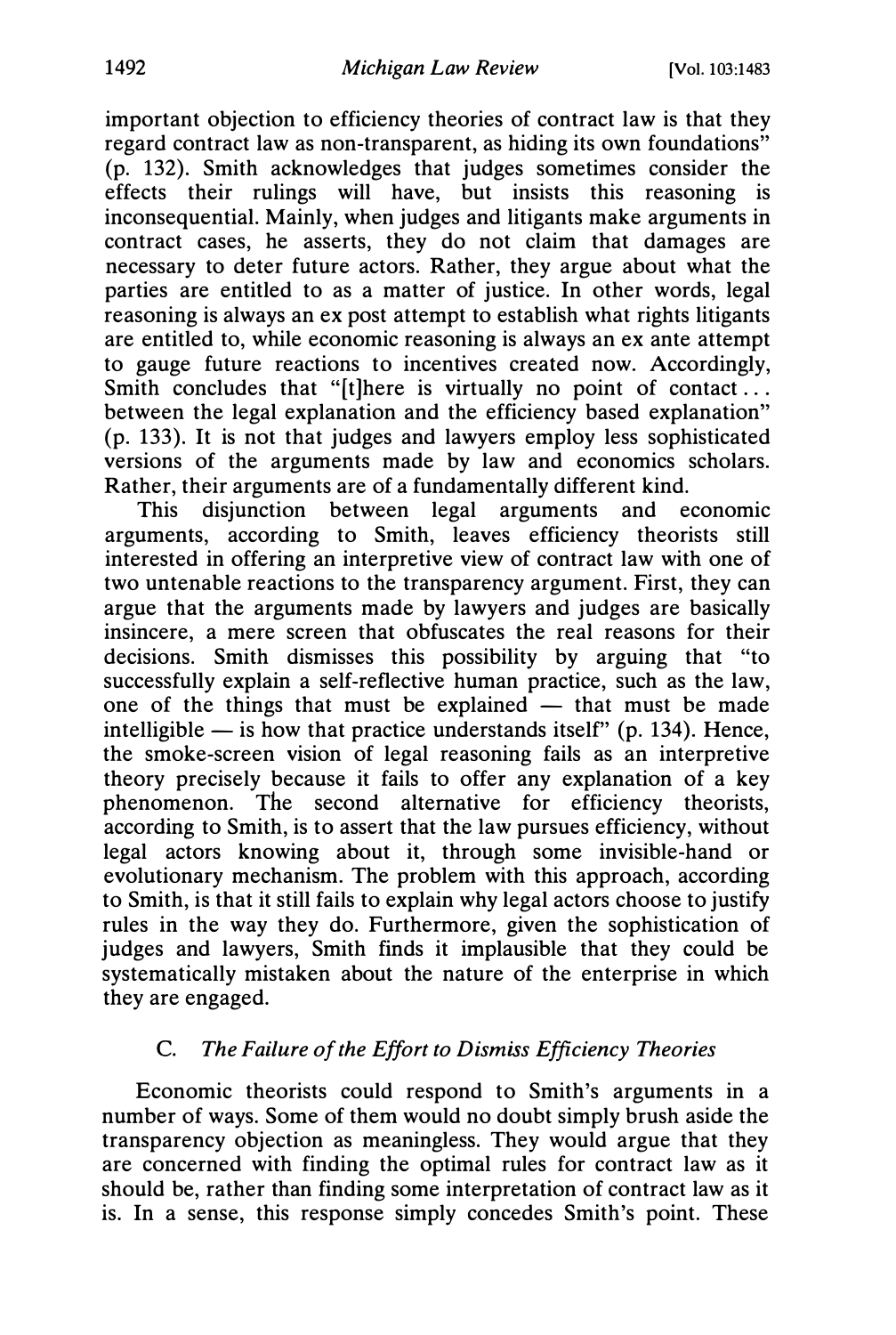important objection to efficiency theories of contract law is that they regard contract law as non-transparent, as hiding its own foundations" (p. 132). Smith acknowledges that judges sometimes consider the effects their rulings will have, but insists this reasoning is inconsequential. Mainly, when judges and litigants make arguments in contract cases, he asserts, they do not claim that damages are necessary to deter future actors. Rather, they argue about what the parties are entitled to as a matter of justice. In other words, legal reasoning is always an ex post attempt to establish what rights litigants are entitled to, while economic reasoning is always an ex ante attempt to gauge future reactions to incentives created now. Accordingly, Smith concludes that "[t]here is virtually no point of contact . . . between the legal explanation and the efficiency based explanation" (p. 133). It is not that judges and lawyers employ less sophisticated versions of the arguments made by law and economics scholars. Rather, their arguments are of a fundamentally different kind.

This disjunction between legal arguments and economic arguments, according to Smith, leaves efficiency theorists still interested in offering an interpretive view of contract law with one of two untenable reactions to the transparency argument. First, they can argue that the arguments made by lawyers and judges are basically insincere, a mere screen that obfuscates the real reasons for their decisions. Smith dismisses this possibility by arguing that "to successfully explain a self-reflective human practice, such as the law, one of the things that must be explained — that must be made intelligible — is how that practice understands itself" (p. 134). Hence, the smoke-screen vision of legal reasoning fails as an interpretive theory precisely because it fails to offer any explanation of a key phenomenon. The second alternative for efficiency theorists, according to Smith, is to assert that the law pursues efficiency, without legal actors knowing about it, through some invisible-hand or evolutionary mechanism. The problem with this approach, according to Smith, is that it still fails to explain why legal actors choose to justify rules in the way they do. Furthermore, given the sophistication of judges and lawyers, Smith finds it implausible that they could be systematically mistaken about the nature of the enterprise in which they are engaged.

### C. *The Failure of the Effort to Dismiss Efficiency Theories*

Economic theorists could respond to Smith's arguments in a number of ways. Some of them would no doubt simply brush aside the transparency objection as meaningless. They would argue that they are concerned with finding the optimal rules for contract law as it should be, rather than finding some interpretation of contract law as it is. In a sense, this response simply concedes Smith's point. These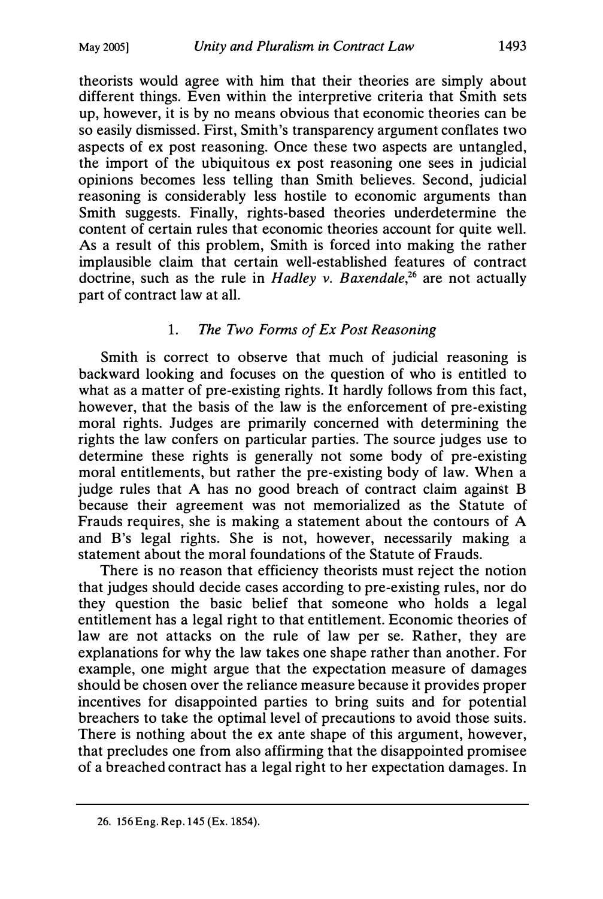theorists would agree with him that their theories are simply about different things. Even within the interpretive criteria that Smith sets up, however, it is by no means obvious that economic theories can be so easily dismissed. First, Smith's transparency argument conflates two aspects of ex post reasoning. Once these two aspects are untangled, the import of the ubiquitous ex post reasoning one sees in judicial opinions becomes less telling than Smith believes. Second, judicial reasoning is considerably less hostile to economic arguments than Smith suggests. Finally, rights-based theories underdetermine the content of certain rules that economic theories account for quite well. As a result of this problem, Smith is forced into making the rather implausible claim that certain well-established features of contract doctrine, such as the rule in *Hadley v. Baxendale*,[26] are not actually part of contract law at all.

### 1. *The Two Forms of Ex Post Reasoning*

Smith is correct to observe that much of judicial reasoning is backward looking and focuses on the question of who is entitled to what as a matter of pre-existing rights. It hardly follows from this fact, however, that the basis of the law is the enforcement of pre-existing moral rights. Judges are primarily concerned with determining the rights the law confers on particular parties. The source judges use to determine these rights is generally not some body of pre-existing moral entitlements, but rather the pre-existing body of law. When a judge rules that A has no good breach of contract claim against B because their agreement was not memorialized as the Statute of Frauds requires, she is making a statement about the contours of A and B's legal rights. She is not, however, necessarily making a statement about the moral foundations of the Statute of Frauds.

There is no reason that efficiency theorists must reject the notion that judges should decide cases according to pre-existing rules, nor do they question the basic belief that someone who holds a legal entitlement has a legal right to that entitlement. Economic theories of law are not attacks on the rule of law per se. Rather, they are explanations for why the law takes one shape rather than another. For example, one might argue that the expectation measure of damages should be chosen over the reliance measure because it provides proper incentives for disappointed parties to bring suits and for potential breachers to take the optimal level of precautions to avoid those suits. There is nothing about the ex ante shape of this argument, however, that precludes one from also affirming that the disappointed promisee of a breached contract has a legal right to her expectation damages. In

26. 156 Eng. Rep. 145 (Ex. 1854).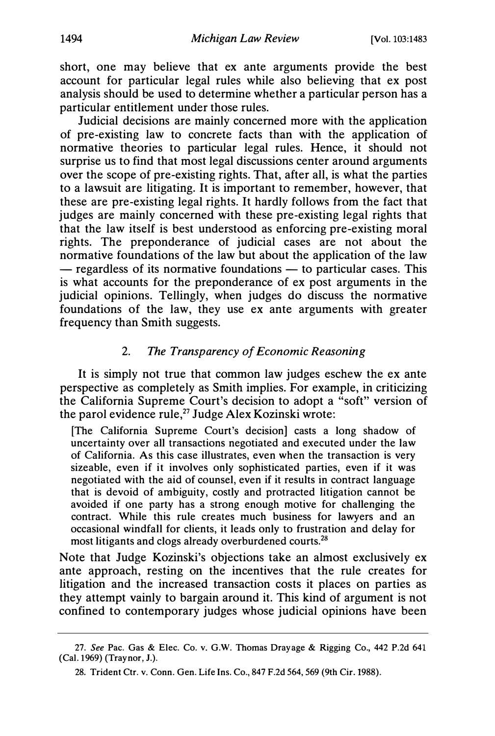short, one may believe that ex ante arguments provide the best account for particular legal rules while also believing that ex post analysis should be used to determine whether a particular person has a particular entitlement under those rules.

Judicial decisions are mainly concerned more with the application of pre-existing law to concrete facts than with the application of normative theories to particular legal rules. Hence, it should not surprise us to find that most legal discussions center around arguments over the scope of pre-existing rights. That, after all, is what the parties to a lawsuit are litigating. It is important to remember, however, that these are pre-existing legal rights. It hardly follows from the fact that judges are mainly concerned with these pre-existing legal rights that that the law itself is best understood as enforcing pre-existing moral rights. The preponderance of judicial cases are not about the normative foundations of the law but about the application of the law — regardless of its normative foundations — to particular cases. This is what accounts for the preponderance of ex post arguments in the judicial opinions. Tellingly, when judges do discuss the normative foundations of the law, they use ex ante arguments with greater frequency than Smith suggests.

### 2. *The Transparency of Economic Reasoning*

It is simply not true that common law judges eschew the ex ante perspective as completely as Smith implies. For example, in criticizing the California Supreme Court's decision to adopt a "soft" version of the parol evidence rule,[27] Judge Alex Kozinski wrote:

> [The California Supreme Court's decision] casts a long shadow of uncertainty over all transactions negotiated and executed under the law of California. As this case illustrates, even when the transaction is very sizeable, even if it involves only sophisticated parties, even if it was negotiated with the aid of counsel, even if it results in contract language that is devoid of ambiguity, costly and protracted litigation cannot be avoided if one party has a strong enough motive for challenging the contract. While this rule creates much business for lawyers and an occasional windfall for clients, it leads only to frustration and delay for most litigants and clogs already overburdened courts.[28]

Note that Judge Kozinski's objections take an almost exclusively ex ante approach, resting on the incentives that the rule creates for litigation and the increased transaction costs it places on parties as they attempt vainly to bargain around it. This kind of argument is not confined to contemporary judges whose judicial opinions have been

---

27. *See* Pac. Gas & Elec. Co. v. G.W. Thomas Drayage & Rigging Co., 442 P.2d 641 (Cal. 1969) (Traynor, J.).

28. Trident Ctr. v. Conn. Gen. Life Ins. Co., 847 F.2d 564, 569 (9th Cir. 1988).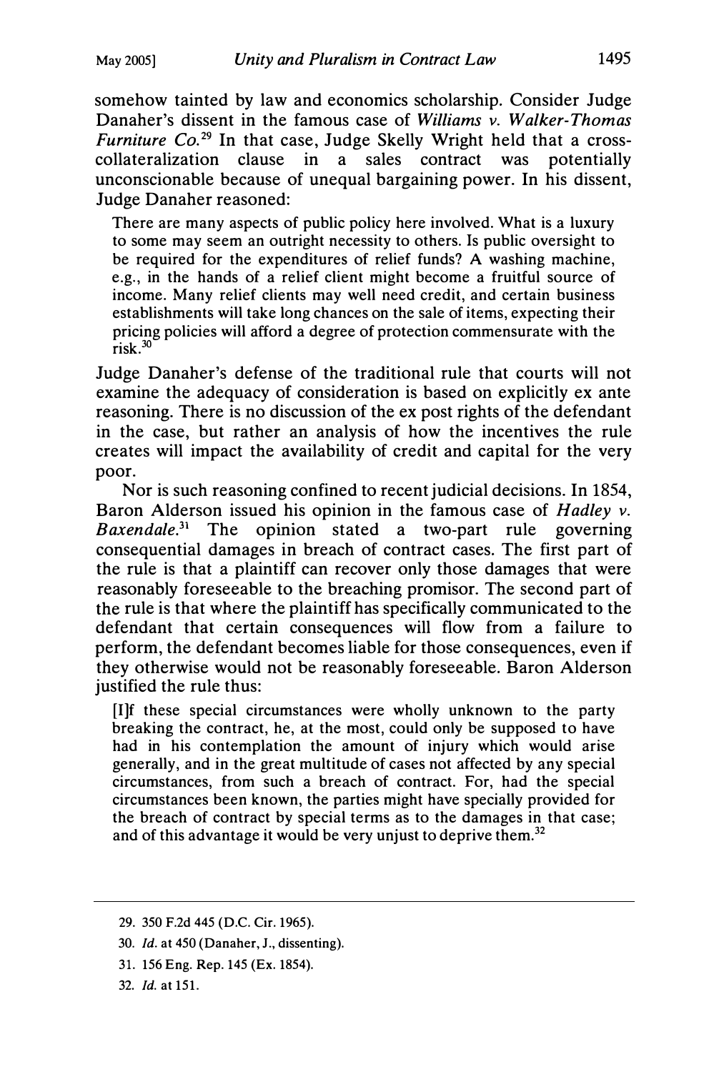somehow tainted by law and economics scholarship. Consider Judge Danaher's dissent in the famous case of *Williams v. Walker-Thomas Furniture Co.*[29] In that case, Judge Skelly Wright held that a cross-collateralization clause in a sales contract was potentially unconscionable because of unequal bargaining power. In his dissent, Judge Danaher reasoned:

> There are many aspects of public policy here involved. What is a luxury to some may seem an outright necessity to others. Is public oversight to be required for the expenditures of relief funds? A washing machine, e.g., in the hands of a relief client might become a fruitful source of income. Many relief clients may well need credit, and certain business establishments will take long chances on the sale of items, expecting their pricing policies will afford a degree of protection commensurate with the risk.[30]

Judge Danaher's defense of the traditional rule that courts will not examine the adequacy of consideration is based on explicitly ex ante reasoning. There is no discussion of the ex post rights of the defendant in the case, but rather an analysis of how the incentives the rule creates will impact the availability of credit and capital for the very poor.

Nor is such reasoning confined to recent judicial decisions. In 1854, Baron Alderson issued his opinion in the famous case of *Hadley v. Baxendale*.[31] The opinion stated a two-part rule governing consequential damages in breach of contract cases. The first part of the rule is that a plaintiff can recover only those damages that were reasonably foreseeable to the breaching promisor. The second part of the rule is that where the plaintiff has specifically communicated to the defendant that certain consequences will flow from a failure to perform, the defendant becomes liable for those consequences, even if they otherwise would not be reasonably foreseeable. Baron Alderson justified the rule thus:

> [I]f these special circumstances were wholly unknown to the party breaking the contract, he, at the most, could only be supposed to have had in his contemplation the amount of injury which would arise generally, and in the great multitude of cases not affected by any special circumstances, from such a breach of contract. For, had the special circumstances been known, the parties might have specially provided for the breach of contract by special terms as to the damages in that case; and of this advantage it would be very unjust to deprive them.[32]

---

29. 350 F.2d 445 (D.C. Cir. 1965).

30. *Id.* at 450 (Danaher, J., dissenting).

31. 156 Eng. Rep. 145 (Ex. 1854).

32. *Id.* at 151.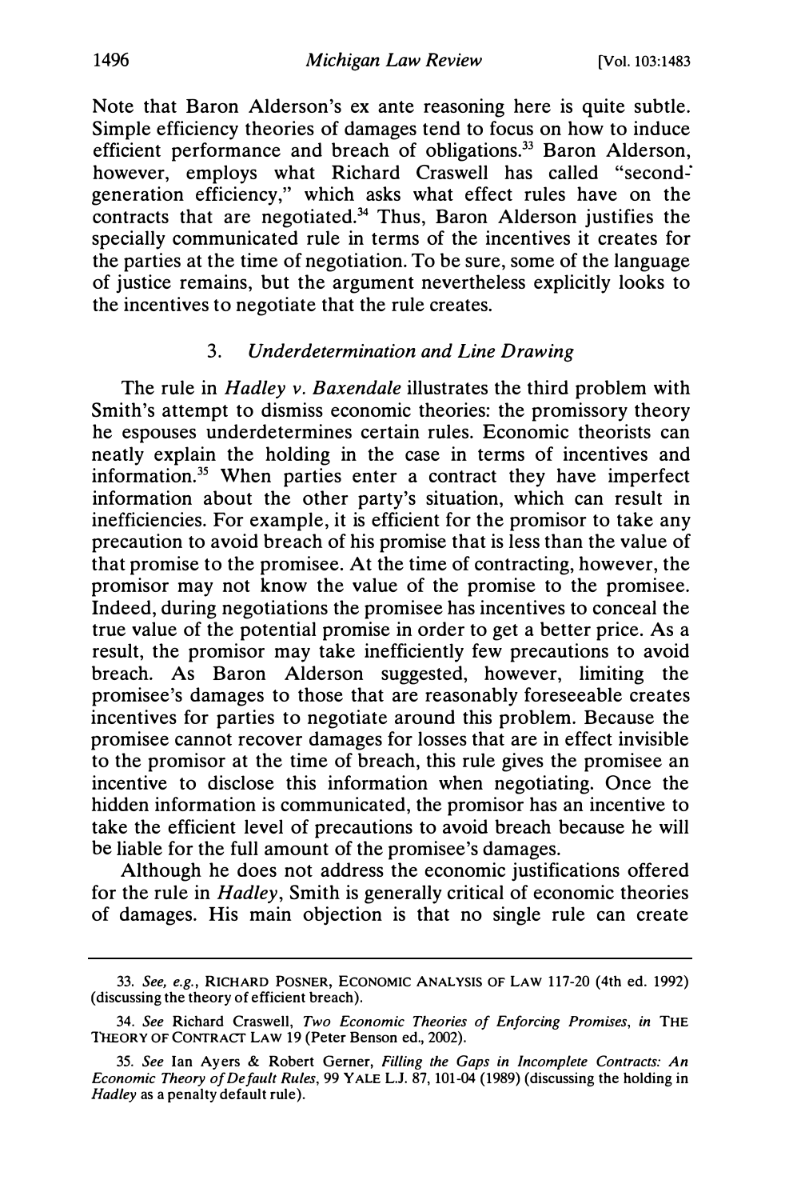Note that Baron Alderson's ex ante reasoning here is quite subtle. Simple efficiency theories of damages tend to focus on how to induce efficient performance and breach of obligations.[33] Baron Alderson, however, employs what Richard Craswell has called "second-generation efficiency," which asks what effect rules have on the contracts that are negotiated.[34] Thus, Baron Alderson justifies the specially communicated rule in terms of the incentives it creates for the parties at the time of negotiation. To be sure, some of the language of justice remains, but the argument nevertheless explicitly looks to the incentives to negotiate that the rule creates.

### 3. *Underdetermination and Line Drawing*

The rule in *Hadley v. Baxendale* illustrates the third problem with Smith's attempt to dismiss economic theories: the promissory theory he espouses underdetermines certain rules. Economic theorists can neatly explain the holding in the case in terms of incentives and information.[35] When parties enter a contract they have imperfect information about the other party's situation, which can result in inefficiencies. For example, it is efficient for the promisor to take any precaution to avoid breach of his promise that is less than the value of that promise to the promisee. At the time of contracting, however, the promisor may not know the value of the promise to the promisee. Indeed, during negotiations the promisee has incentives to conceal the true value of the potential promise in order to get a better price. As a result, the promisor may take inefficiently few precautions to avoid breach. As Baron Alderson suggested, however, limiting the promisee's damages to those that are reasonably foreseeable creates incentives for parties to negotiate around this problem. Because the promisee cannot recover damages for losses that are in effect invisible to the promisor at the time of breach, this rule gives the promisee an incentive to disclose this information when negotiating. Once the hidden information is communicated, the promisor has an incentive to take the efficient level of precautions to avoid breach because he will be liable for the full amount of the promisee's damages.

Although he does not address the economic justifications offered for the rule in *Hadley*, Smith is generally critical of economic theories of damages. His main objection is that no single rule can create

---

33. *See, e.g.*, RICHARD POSNER, ECONOMIC ANALYSIS OF LAW 117-20 (4th ed. 1992) (discussing the theory of efficient breach).

34. *See* Richard Craswell, *Two Economic Theories of Enforcing Promises*, *in* THE THEORY OF CONTRACT LAW 19 (Peter Benson ed., 2002).

35. *See* Ian Ayers & Robert Gerner, *Filling the Gaps in Incomplete Contracts: An Economic Theory of Default Rules*, 99 YALE L.J. 87, 101-04 (1989) (discussing the holding in *Hadley* as a penalty default rule).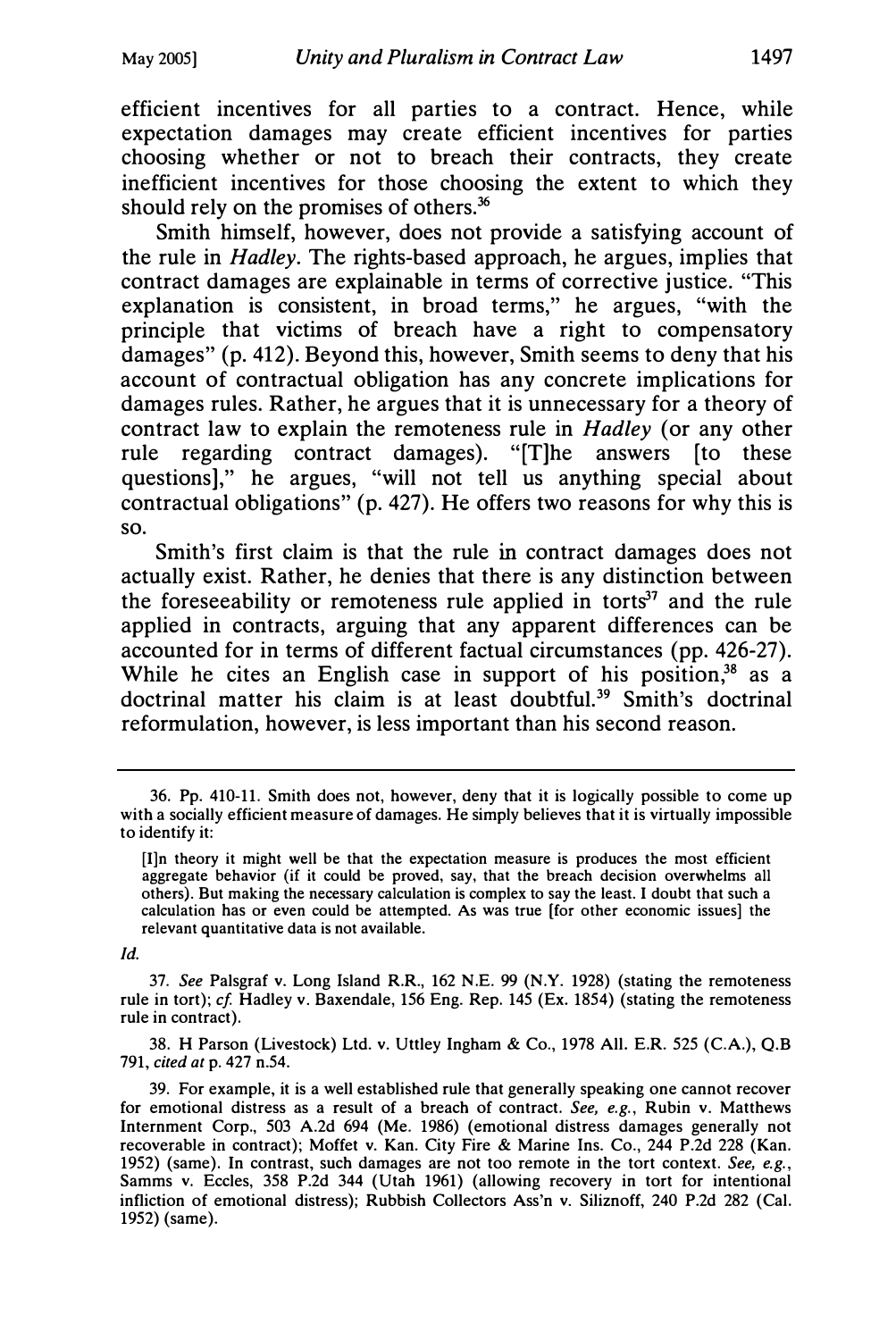efficient incentives for all parties to a contract. Hence, while expectation damages may create efficient incentives for parties choosing whether or not to breach their contracts, they create inefficient incentives for those choosing the extent to which they should rely on the promises of others.[36]

Smith himself, however, does not provide a satisfying account of the rule in *Hadley*. The rights-based approach, he argues, implies that contract damages are explainable in terms of corrective justice. "This explanation is consistent, in broad terms," he argues, "with the principle that victims of breach have a right to compensatory damages" (p. 412). Beyond this, however, Smith seems to deny that his account of contractual obligation has any concrete implications for damages rules. Rather, he argues that it is unnecessary for a theory of contract law to explain the remoteness rule in *Hadley* (or any other rule regarding contract damages). "[T]he answers [to these questions]," he argues, "will not tell us anything special about contractual obligations" (p. 427). He offers two reasons for why this is so.

Smith's first claim is that the rule in contract damages does not actually exist. Rather, he denies that there is any distinction between the foreseeability or remoteness rule applied in torts[37] and the rule applied in contracts, arguing that any apparent differences can be accounted for in terms of different factual circumstances (pp. 426-27). While he cites an English case in support of his position,[38] as a doctrinal matter his claim is at least doubtful.[39] Smith's doctrinal reformulation, however, is less important than his second reason.

---

36. Pp. 410-11. Smith does not, however, deny that it is logically possible to come up with a socially efficient measure of damages. He simply believes that it is virtually impossible to identify it:

> [I]n theory it might well be that the expectation measure is produces the most efficient aggregate behavior (if it could be proved, say, that the breach decision overwhelms all others). But making the necessary calculation is complex to say the least. I doubt that such a calculation has or even could be attempted. As was true [for other economic issues] the relevant quantitative data is not available.

*Id.*

37. *See* Palsgraf v. Long Island R.R., 162 N.E. 99 (N.Y. 1928) (stating the remoteness rule in tort); *cf.* Hadley v. Baxendale, 156 Eng. Rep. 145 (Ex. 1854) (stating the remoteness rule in contract).

38. H Parson (Livestock) Ltd. v. Uttley Ingham & Co., 1978 All. E.R. 525 (C.A.), Q.B 791, *cited at* p. 427 n.54.

39. For example, it is a well established rule that generally speaking one cannot recover for emotional distress as a result of a breach of contract. *See, e.g.*, Rubin v. Matthews Internment Corp., 503 A.2d 694 (Me. 1986) (emotional distress damages generally not recoverable in contract); Moffet v. Kan. City Fire & Marine Ins. Co., 244 P.2d 228 (Kan. 1952) (same). In contrast, such damages are not too remote in the tort context. *See, e.g.*, Samms v. Eccles, 358 P.2d 344 (Utah 1961) (allowing recovery in tort for intentional infliction of emotional distress); Rubbish Collectors Ass'n v. Siliznoff, 240 P.2d 282 (Cal. 1952) (same).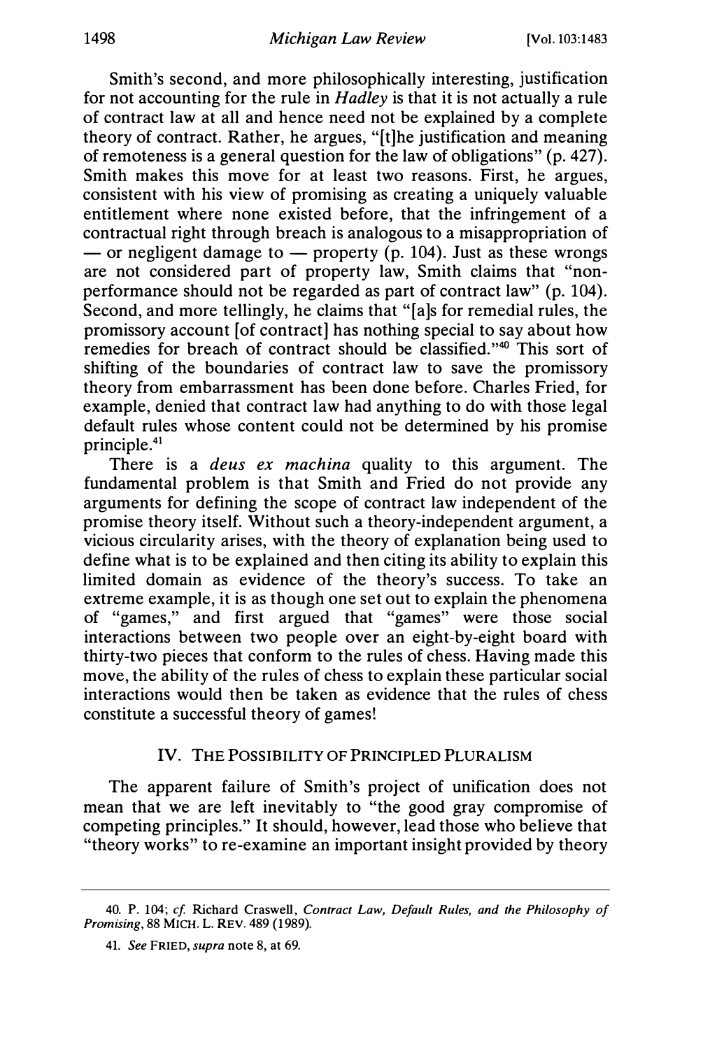Smith's second, and more philosophically interesting, justification for not accounting for the rule in *Hadley* is that it is not actually a rule of contract law at all and hence need not be explained by a complete theory of contract. Rather, he argues, "[t]he justification and meaning of remoteness is a general question for the law of obligations" (p. 427). Smith makes this move for at least two reasons. First, he argues, consistent with his view of promising as creating a uniquely valuable entitlement where none existed before, that the infringement of a contractual right through breach is analogous to a misappropriation of — or negligent damage to — property (p. 104). Just as these wrongs are not considered part of property law, Smith claims that "non-performance should not be regarded as part of contract law" (p. 104). Second, and more tellingly, he claims that "[a]s for remedial rules, the promissory account [of contract] has nothing special to say about how remedies for breach of contract should be classified."[40] This sort of shifting of the boundaries of contract law to save the promissory theory from embarrassment has been done before. Charles Fried, for example, denied that contract law had anything to do with those legal default rules whose content could not be determined by his promise principle.[41]

There is a *deus ex machina* quality to this argument. The fundamental problem is that Smith and Fried do not provide any arguments for defining the scope of contract law independent of the promise theory itself. Without such a theory-independent argument, a vicious circularity arises, with the theory of explanation being used to define what is to be explained and then citing its ability to explain this limited domain as evidence of the theory's success. To take an extreme example, it is as though one set out to explain the phenomena of "games," and first argued that "games" were those social interactions between two people over an eight-by-eight board with thirty-two pieces that conform to the rules of chess. Having made this move, the ability of the rules of chess to explain these particular social interactions would then be taken as evidence that the rules of chess constitute a successful theory of games!

## IV. The Possibility of Principled Pluralism

The apparent failure of Smith's project of unification does not mean that we are left inevitably to "the good gray compromise of competing principles." It should, however, lead those who believe that "theory works" to re-examine an important insight provided by theory

---

40. P. 104; *cf.* Richard Craswell, *Contract Law, Default Rules, and the Philosophy of Promising*, 88 MICH. L. REV. 489 (1989).

41. *See* FRIED, *supra* note 8, at 69.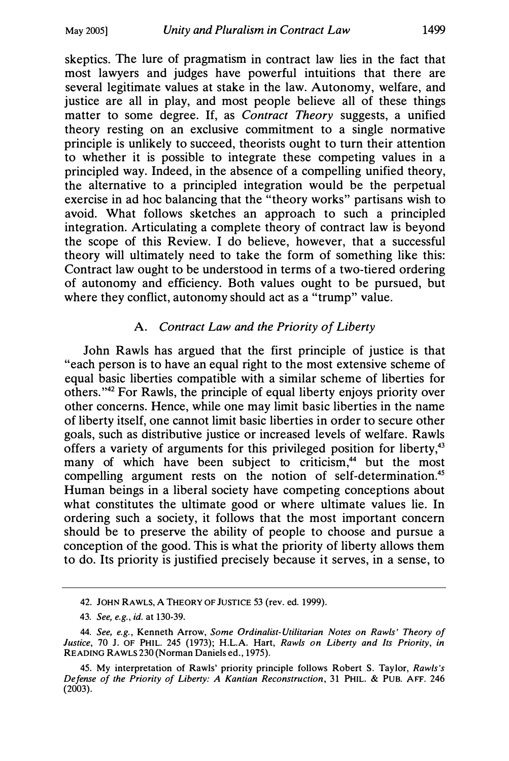skeptics. The lure of pragmatism in contract law lies in the fact that most lawyers and judges have powerful intuitions that there are several legitimate values at stake in the law. Autonomy, welfare, and justice are all in play, and most people believe all of these things matter to some degree. If, as *Contract Theory* suggests, a unified theory resting on an exclusive commitment to a single normative principle is unlikely to succeed, theorists ought to turn their attention to whether it is possible to integrate these competing values in a principled way. Indeed, in the absence of a compelling unified theory, the alternative to a principled integration would be the perpetual exercise in ad hoc balancing that the "theory works" partisans wish to avoid. What follows sketches an approach to such a principled integration. Articulating a complete theory of contract law is beyond the scope of this Review. I do believe, however, that a successful theory will ultimately need to take the form of something like this: Contract law ought to be understood in terms of a two-tiered ordering of autonomy and efficiency. Both values ought to be pursued, but where they conflict, autonomy should act as a "trump" value.

### A. *Contract Law and the Priority of Liberty*

John Rawls has argued that the first principle of justice is that "each person is to have an equal right to the most extensive scheme of equal basic liberties compatible with a similar scheme of liberties for others."[42] For Rawls, the principle of equal liberty enjoys priority over other concerns. Hence, while one may limit basic liberties in the name of liberty itself, one cannot limit basic liberties in order to secure other goals, such as distributive justice or increased levels of welfare. Rawls offers a variety of arguments for this privileged position for liberty,[43] many of which have been subject to criticism,[44] but the most compelling argument rests on the notion of self-determination.[45] Human beings in a liberal society have competing conceptions about what constitutes the ultimate good or where ultimate values lie. In ordering such a society, it follows that the most important concern should be to preserve the ability of people to choose and pursue a conception of the good. This is what the priority of liberty allows them to do. Its priority is justified precisely because it serves, in a sense, to

---

42. JOHN RAWLS, A THEORY OF JUSTICE 53 (rev. ed. 1999).

43. *See, e.g., id.* at 130-39.

44. *See, e.g.*, Kenneth Arrow, *Some Ordinalist-Utilitarian Notes on Rawls' Theory of Justice*, 70 J. OF PHIL. 245 (1973); H.L.A. Hart, *Rawls on Liberty and Its Priority*, *in* READING RAWLS 230 (Norman Daniels ed., 1975).

45. My interpretation of Rawls' priority principle follows Robert S. Taylor, *Rawls's Defense of the Priority of Liberty: A Kantian Reconstruction*, 31 PHIL. & PUB. AFF. 246 (2003).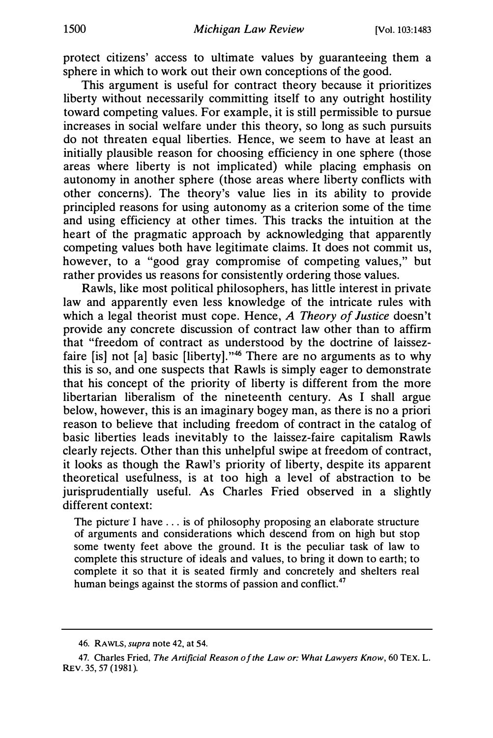protect citizens' access to ultimate values by guaranteeing them a sphere in which to work out their own conceptions of the good.

This argument is useful for contract theory because it prioritizes liberty without necessarily committing itself to any outright hostility toward competing values. For example, it is still permissible to pursue increases in social welfare under this theory, so long as such pursuits do not threaten equal liberties. Hence, we seem to have at least an initially plausible reason for choosing efficiency in one sphere (those areas where liberty is not implicated) while placing emphasis on autonomy in another sphere (those areas where liberty conflicts with other concerns). The theory's value lies in its ability to provide principled reasons for using autonomy as a criterion some of the time and using efficiency at other times. This tracks the intuition at the heart of the pragmatic approach by acknowledging that apparently competing values both have legitimate claims. It does not commit us, however, to a "good gray compromise of competing values," but rather provides us reasons for consistently ordering those values.

Rawls, like most political philosophers, has little interest in private law and apparently even less knowledge of the intricate rules with which a legal theorist must cope. Hence, *A Theory of Justice* doesn't provide any concrete discussion of contract law other than to affirm that "freedom of contract as understood by the doctrine of laissez-faire [is] not [a] basic [liberty]."[46] There are no arguments as to why this is so, and one suspects that Rawls is simply eager to demonstrate that his concept of the priority of liberty is different from the more libertarian liberalism of the nineteenth century. As I shall argue below, however, this is an imaginary bogey man, as there is no a priori reason to believe that including freedom of contract in the catalog of basic liberties leads inevitably to the laissez-faire capitalism Rawls clearly rejects. Other than this unhelpful swipe at freedom of contract, it looks as though the Rawl's priority of liberty, despite its apparent theoretical usefulness, is at too high a level of abstraction to be jurisprudentially useful. As Charles Fried observed in a slightly different context:

> The picture I have . . . is of philosophy proposing an elaborate structure of arguments and considerations which descend from on high but stop some twenty feet above the ground. It is the peculiar task of law to complete this structure of ideals and values, to bring it down to earth; to complete it so that it is seated firmly and concretely and shelters real human beings against the storms of passion and conflict.[47]

---

46. RAWLS, *supra* note 42, at 54.

47. Charles Fried, *The Artificial Reason of the Law or: What Lawyers Know*, 60 TEX. L. REV. 35, 57 (1981).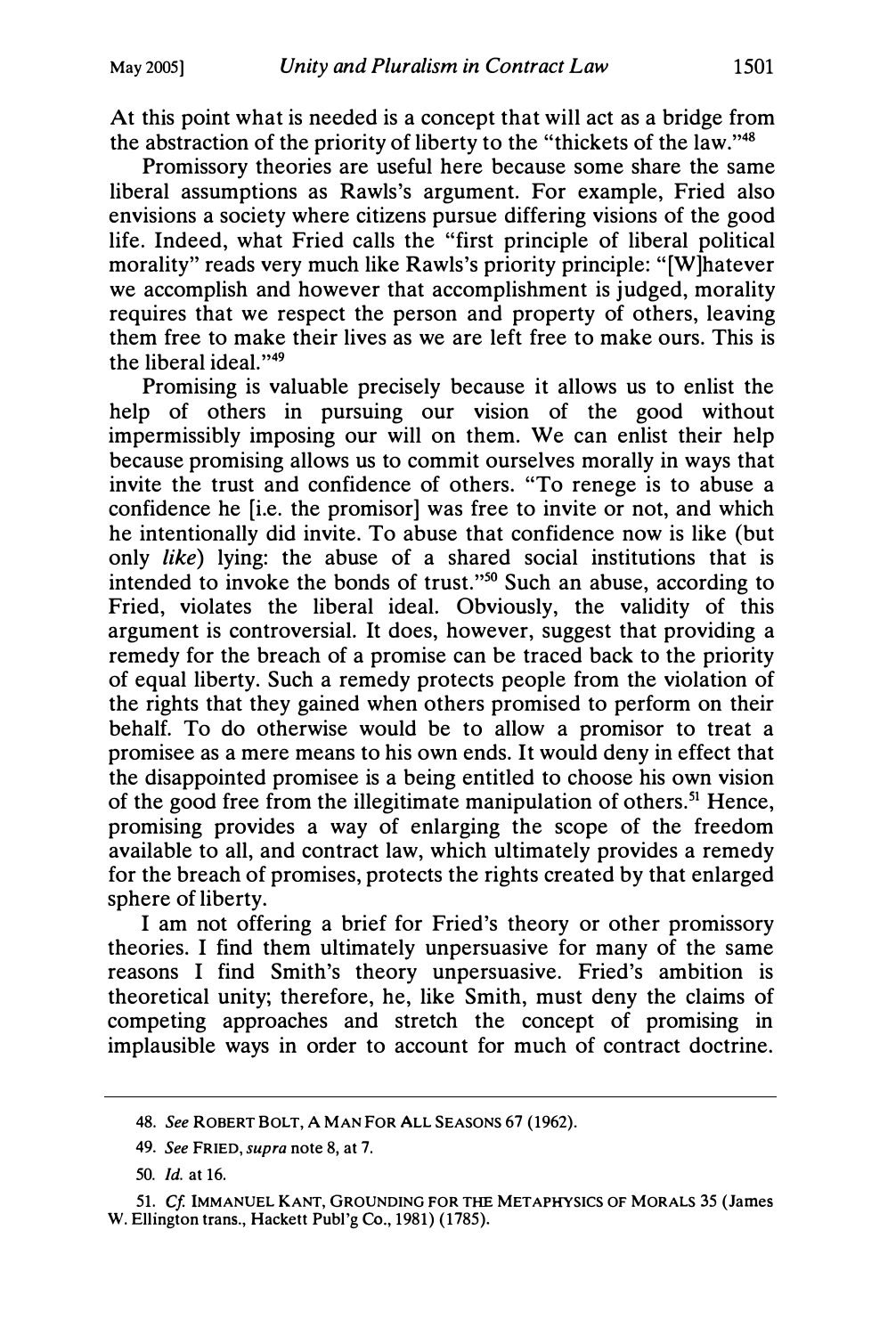At this point what is needed is a concept that will act as a bridge from the abstraction of the priority of liberty to the "thickets of the law."[48]

Promissory theories are useful here because some share the same liberal assumptions as Rawls's argument. For example, Fried also envisions a society where citizens pursue differing visions of the good life. Indeed, what Fried calls the "first principle of liberal political morality" reads very much like Rawls's priority principle: "[W]hatever we accomplish and however that accomplishment is judged, morality requires that we respect the person and property of others, leaving them free to make their lives as we are left free to make ours. This is the liberal ideal."[49]

Promising is valuable precisely because it allows us to enlist the help of others in pursuing our vision of the good without impermissibly imposing our will on them. We can enlist their help because promising allows us to commit ourselves morally in ways that invite the trust and confidence of others. "To renege is to abuse a confidence he [i.e. the promisor] was free to invite or not, and which he intentionally did invite. To abuse that confidence now is like (but only *like*) lying: the abuse of a shared social institutions that is intended to invoke the bonds of trust."[50] Such an abuse, according to Fried, violates the liberal ideal. Obviously, the validity of this argument is controversial. It does, however, suggest that providing a remedy for the breach of a promise can be traced back to the priority of equal liberty. Such a remedy protects people from the violation of the rights that they gained when others promised to perform on their behalf. To do otherwise would be to allow a promisor to treat a promisee as a mere means to his own ends. It would deny in effect that the disappointed promisee is a being entitled to choose his own vision of the good free from the illegitimate manipulation of others.[51] Hence, promising provides a way of enlarging the scope of the freedom available to all, and contract law, which ultimately provides a remedy for the breach of promises, protects the rights created by that enlarged sphere of liberty.

I am not offering a brief for Fried's theory or other promissory theories. I find them ultimately unpersuasive for many of the same reasons I find Smith's theory unpersuasive. Fried's ambition is theoretical unity; therefore, he, like Smith, must deny the claims of competing approaches and stretch the concept of promising in implausible ways in order to account for much of contract doctrine.

---

48. *See* ROBERT BOLT, A MAN FOR ALL SEASONS 67 (1962).

49. *See* FRIED, *supra* note 8, at 7.

50. *Id.* at 16.

51. *Cf.* IMMANUEL KANT, GROUNDING FOR THE METAPHYSICS OF MORALS 35 (James W. Ellington trans., Hackett Publ'g Co., 1981) (1785).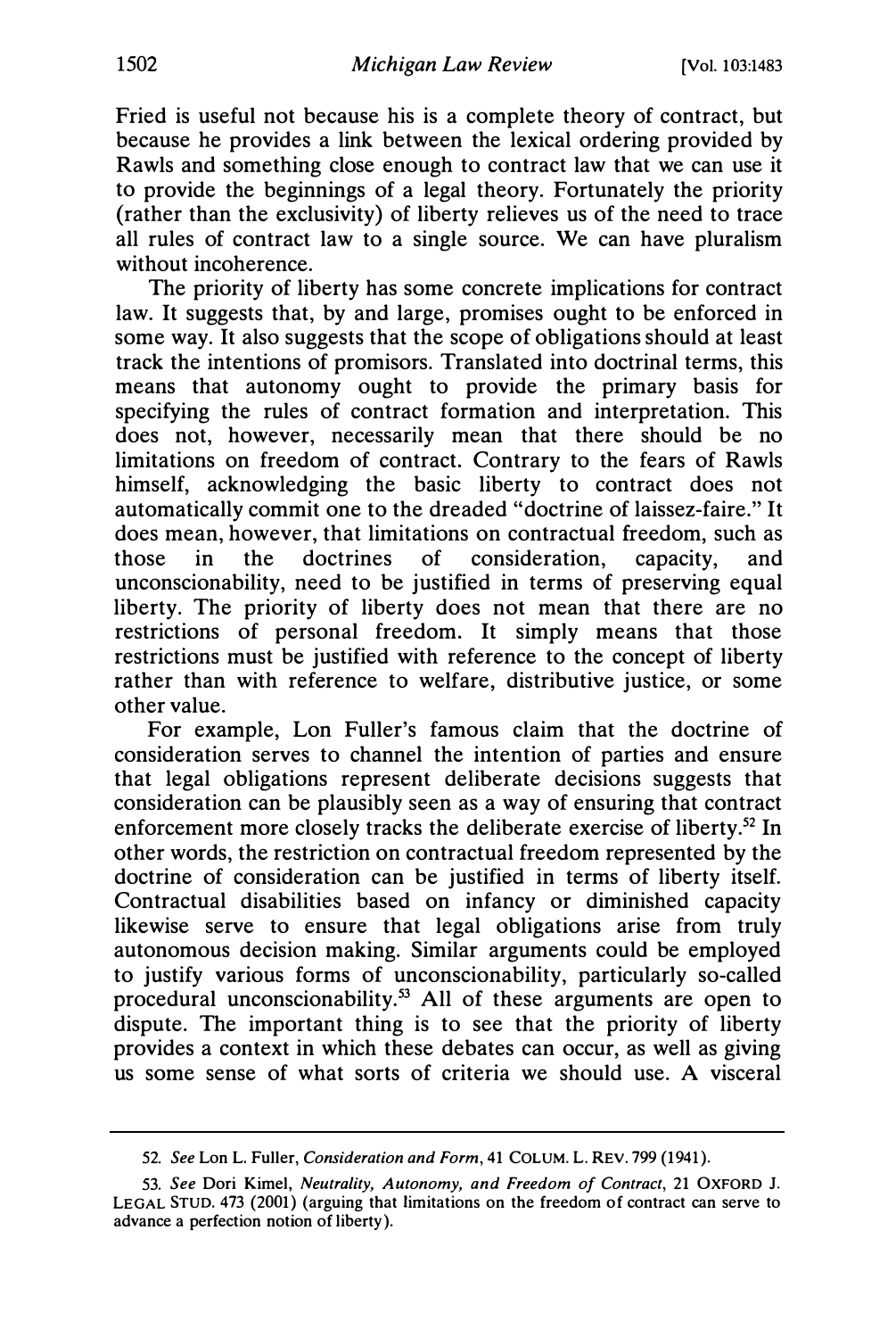Fried is useful not because his is a complete theory of contract, but because he provides a link between the lexical ordering provided by Rawls and something close enough to contract law that we can use it to provide the beginnings of a legal theory. Fortunately the priority (rather than the exclusivity) of liberty relieves us of the need to trace all rules of contract law to a single source. We can have pluralism without incoherence.

The priority of liberty has some concrete implications for contract law. It suggests that, by and large, promises ought to be enforced in some way. It also suggests that the scope of obligations should at least track the intentions of promisors. Translated into doctrinal terms, this means that autonomy ought to provide the primary basis for specifying the rules of contract formation and interpretation. This does not, however, necessarily mean that there should be no limitations on freedom of contract. Contrary to the fears of Rawls himself, acknowledging the basic liberty to contract does not automatically commit one to the dreaded "doctrine of laissez-faire." It does mean, however, that limitations on contractual freedom, such as those in the doctrines of consideration, capacity, and unconscionability, need to be justified in terms of preserving equal liberty. The priority of liberty does not mean that there are no restrictions of personal freedom. It simply means that those restrictions must be justified with reference to the concept of liberty rather than with reference to welfare, distributive justice, or some other value.

For example, Lon Fuller's famous claim that the doctrine of consideration serves to channel the intention of parties and ensure that legal obligations represent deliberate decisions suggests that consideration can be plausibly seen as a way of ensuring that contract enforcement more closely tracks the deliberate exercise of liberty.[52] In other words, the restriction on contractual freedom represented by the doctrine of consideration can be justified in terms of liberty itself. Contractual disabilities based on infancy or diminished capacity likewise serve to ensure that legal obligations arise from truly autonomous decision making. Similar arguments could be employed to justify various forms of unconscionability, particularly so-called procedural unconscionability.[53] All of these arguments are open to dispute. The important thing is to see that the priority of liberty provides a context in which these debates can occur, as well as giving us some sense of what sorts of criteria we should use. A visceral

---

52. *See* Lon L. Fuller, *Consideration and Form*, 41 COLUM. L. REV. 799 (1941).

53. *See* Dori Kimel, *Neutrality, Autonomy, and Freedom of Contract*, 21 OXFORD J. LEGAL STUD. 473 (2001) (arguing that limitations on the freedom of contract can serve to advance a perfection notion of liberty).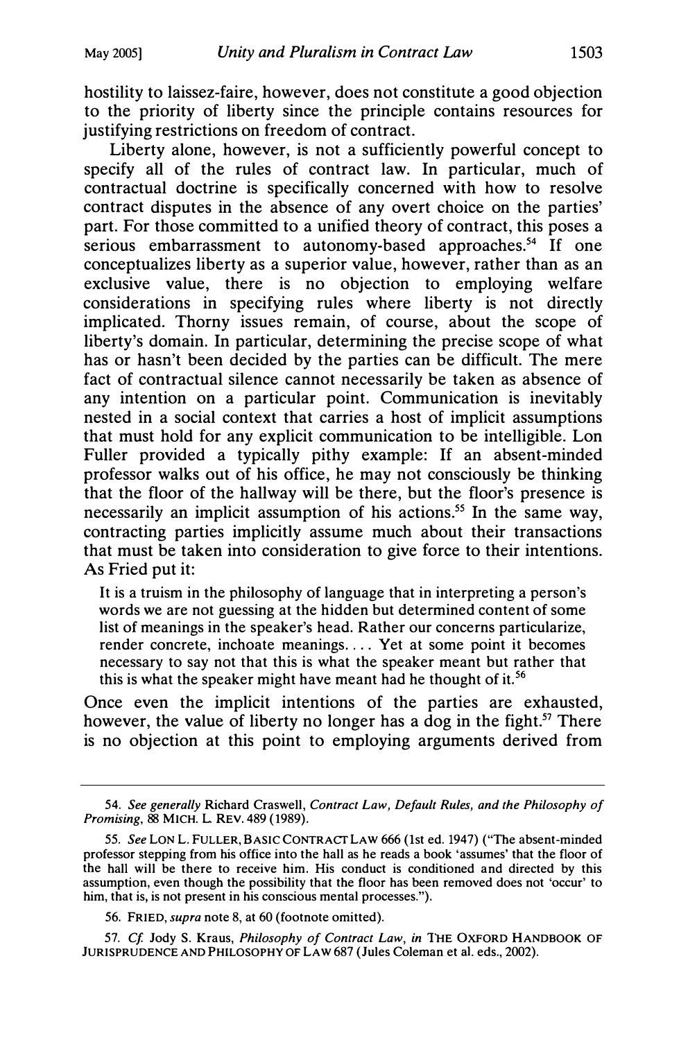hostility to laissez-faire, however, does not constitute a good objection to the priority of liberty since the principle contains resources for justifying restrictions on freedom of contract.

Liberty alone, however, is not a sufficiently powerful concept to specify all of the rules of contract law. In particular, much of contractual doctrine is specifically concerned with how to resolve contract disputes in the absence of any overt choice on the parties' part. For those committed to a unified theory of contract, this poses a serious embarrassment to autonomy-based approaches.[54] If one conceptualizes liberty as a superior value, however, rather than as an exclusive value, there is no objection to employing welfare considerations in specifying rules where liberty is not directly implicated. Thorny issues remain, of course, about the scope of liberty's domain. In particular, determining the precise scope of what has or hasn't been decided by the parties can be difficult. The mere fact of contractual silence cannot necessarily be taken as absence of any intention on a particular point. Communication is inevitably nested in a social context that carries a host of implicit assumptions that must hold for any explicit communication to be intelligible. Lon Fuller provided a typically pithy example: If an absent-minded professor walks out of his office, he may not consciously be thinking that the floor of the hallway will be there, but the floor's presence is necessarily an implicit assumption of his actions.[55] In the same way, contracting parties implicitly assume much about their transactions that must be taken into consideration to give force to their intentions. As Fried put it:

> It is a truism in the philosophy of language that in interpreting a person's words we are not guessing at the hidden but determined content of some list of meanings in the speaker's head. Rather our concerns particularize, render concrete, inchoate meanings.... Yet at some point it becomes necessary to say not that this is what the speaker meant but rather that this is what the speaker might have meant had he thought of it.[56]

Once even the implicit intentions of the parties are exhausted, however, the value of liberty no longer has a dog in the fight.[57] There is no objection at this point to employing arguments derived from

---

54. *See generally* Richard Craswell, *Contract Law, Default Rules, and the Philosophy of Promising*, 88 MICH. L. REV. 489 (1989).

55. *See* LON L. FULLER, BASIC CONTRACT LAW 666 (1st ed. 1947) ("The absent-minded professor stepping from his office into the hall as he reads a book 'assumes' that the floor of the hall will be there to receive him. His conduct is conditioned and directed by this assumption, even though the possibility that the floor has been removed does not 'occur' to him, that is, is not present in his conscious mental processes.").

56. FRIED, *supra* note 8, at 60 (footnote omitted).

57. *Cf.* Jody S. Kraus, *Philosophy of Contract Law*, *in* THE OXFORD HANDBOOK OF JURISPRUDENCE AND PHILOSOPHY OF LAW 687 (Jules Coleman et al. eds., 2002).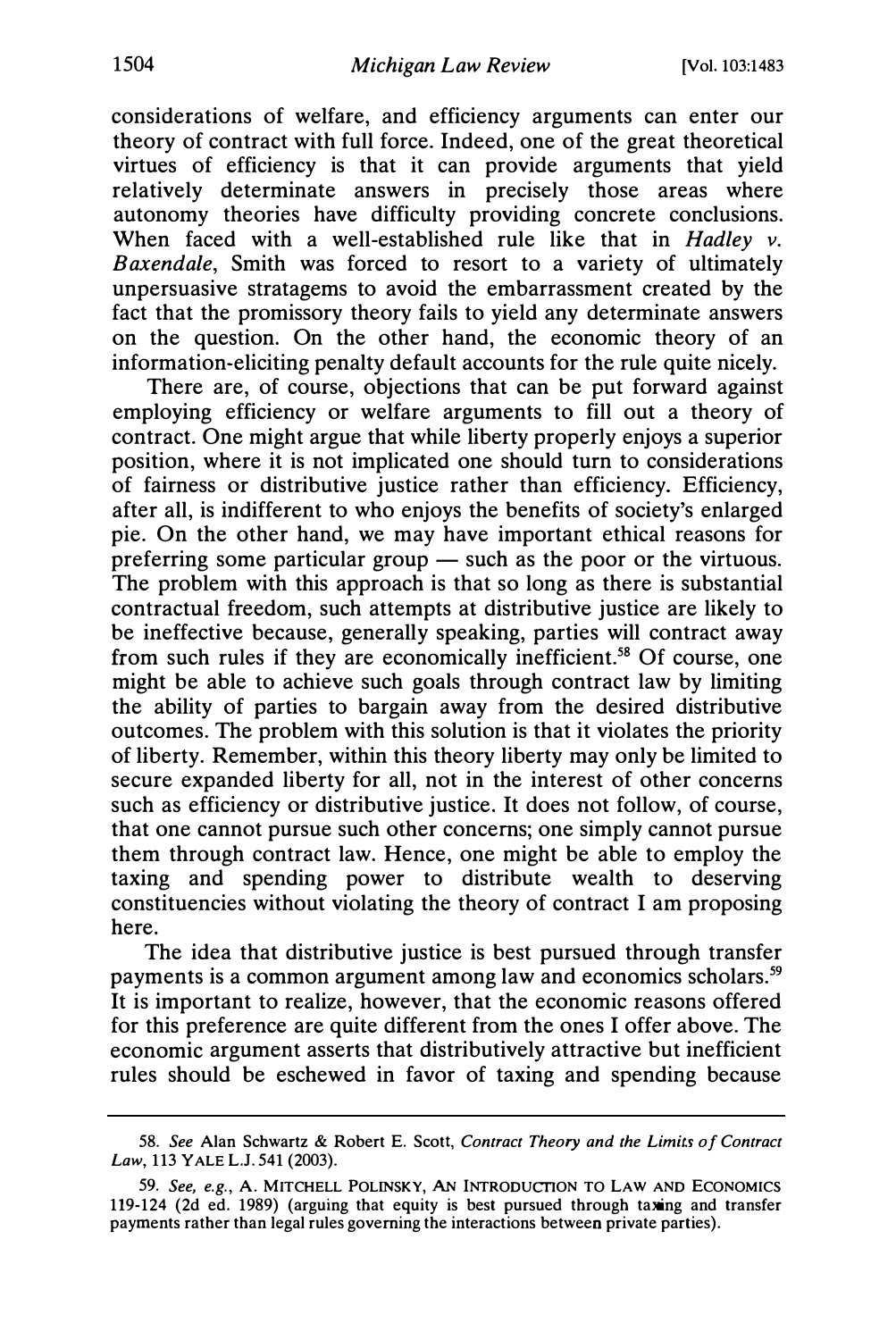considerations of welfare, and efficiency arguments can enter our theory of contract with full force. Indeed, one of the great theoretical virtues of efficiency is that it can provide arguments that yield relatively determinate answers in precisely those areas where autonomy theories have difficulty providing concrete conclusions. When faced with a well-established rule like that in *Hadley v. Baxendale*, Smith was forced to resort to a variety of ultimately unpersuasive stratagems to avoid the embarrassment created by the fact that the promissory theory fails to yield any determinate answers on the question. On the other hand, the economic theory of an information-eliciting penalty default accounts for the rule quite nicely.

There are, of course, objections that can be put forward against employing efficiency or welfare arguments to fill out a theory of contract. One might argue that while liberty properly enjoys a superior position, where it is not implicated one should turn to considerations of fairness or distributive justice rather than efficiency. Efficiency, after all, is indifferent to who enjoys the benefits of society's enlarged pie. On the other hand, we may have important ethical reasons for preferring some particular group — such as the poor or the virtuous. The problem with this approach is that so long as there is substantial contractual freedom, such attempts at distributive justice are likely to be ineffective because, generally speaking, parties will contract away from such rules if they are economically inefficient.[58] Of course, one might be able to achieve such goals through contract law by limiting the ability of parties to bargain away from the desired distributive outcomes. The problem with this solution is that it violates the priority of liberty. Remember, within this theory liberty may only be limited to secure expanded liberty for all, not in the interest of other concerns such as efficiency or distributive justice. It does not follow, of course, that one cannot pursue such other concerns; one simply cannot pursue them through contract law. Hence, one might be able to employ the taxing and spending power to distribute wealth to deserving constituencies without violating the theory of contract I am proposing here.

The idea that distributive justice is best pursued through transfer payments is a common argument among law and economics scholars.[59] It is important to realize, however, that the economic reasons offered for this preference are quite different from the ones I offer above. The economic argument asserts that distributively attractive but inefficient rules should be eschewed in favor of taxing and spending because

---

58. *See* Alan Schwartz & Robert E. Scott, *Contract Theory and the Limits of Contract Law*, 113 YALE L.J. 541 (2003).

59. *See, e.g.*, A. MITCHELL POLINSKY, AN INTRODUCTION TO LAW AND ECONOMICS 119-124 (2d ed. 1989) (arguing that equity is best pursued through taxing and transfer payments rather than legal rules governing the interactions between private parties).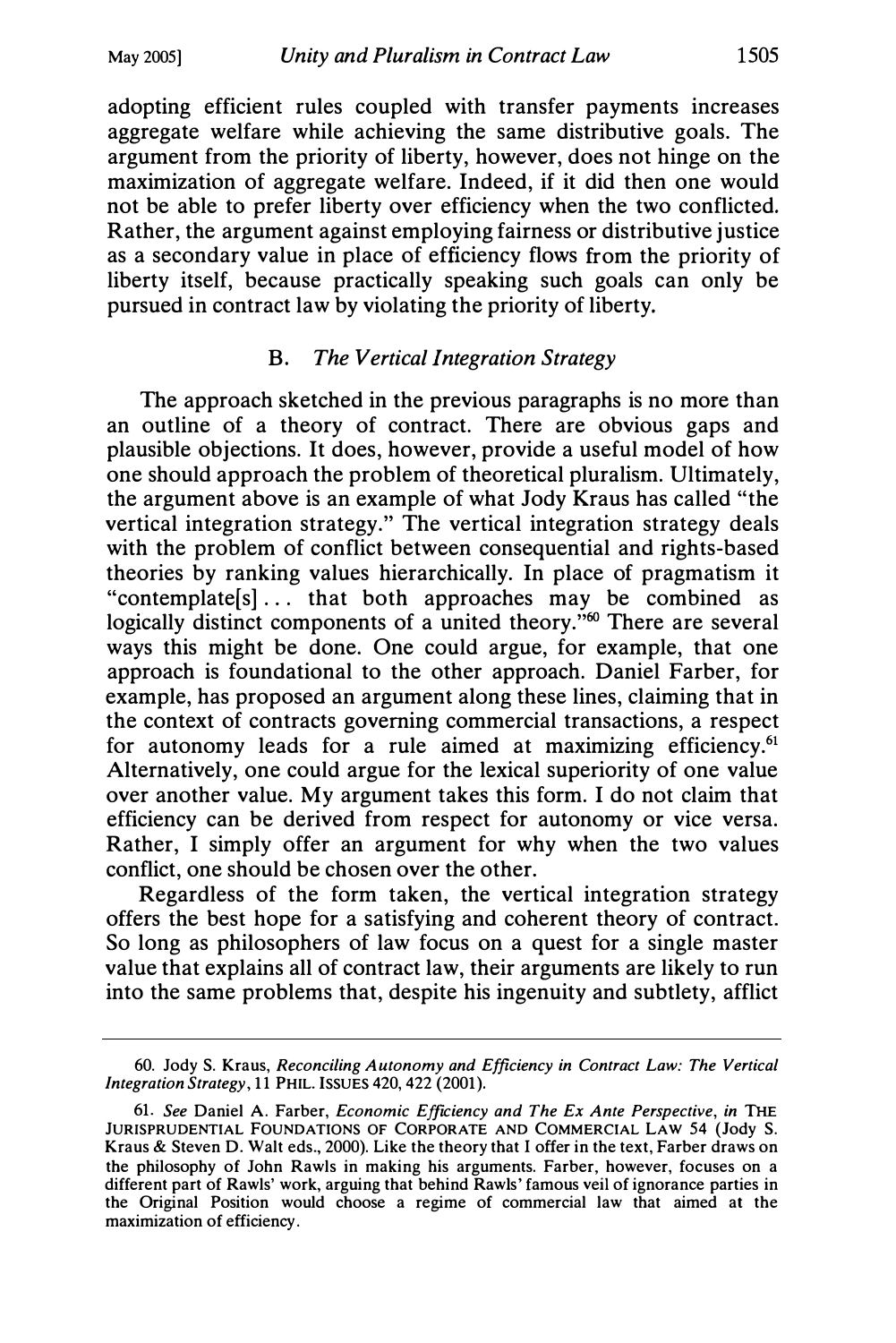adopting efficient rules coupled with transfer payments increases aggregate welfare while achieving the same distributive goals. The argument from the priority of liberty, however, does not hinge on the maximization of aggregate welfare. Indeed, if it did then one would not be able to prefer liberty over efficiency when the two conflicted. Rather, the argument against employing fairness or distributive justice as a secondary value in place of efficiency flows from the priority of liberty itself, because practically speaking such goals can only be pursued in contract law by violating the priority of liberty.

### B. *The Vertical Integration Strategy*

The approach sketched in the previous paragraphs is no more than an outline of a theory of contract. There are obvious gaps and plausible objections. It does, however, provide a useful model of how one should approach the problem of theoretical pluralism. Ultimately, the argument above is an example of what Jody Kraus has called "the vertical integration strategy." The vertical integration strategy deals with the problem of conflict between consequential and rights-based theories by ranking values hierarchically. In place of pragmatism it "contemplate[s] . . . that both approaches may be combined as logically distinct components of a united theory."[60] There are several ways this might be done. One could argue, for example, that one approach is foundational to the other approach. Daniel Farber, for example, has proposed an argument along these lines, claiming that in the context of contracts governing commercial transactions, a respect for autonomy leads for a rule aimed at maximizing efficiency.[61] Alternatively, one could argue for the lexical superiority of one value over another value. My argument takes this form. I do not claim that efficiency can be derived from respect for autonomy or vice versa. Rather, I simply offer an argument for why when the two values conflict, one should be chosen over the other.

Regardless of the form taken, the vertical integration strategy offers the best hope for a satisfying and coherent theory of contract. So long as philosophers of law focus on a quest for a single master value that explains all of contract law, their arguments are likely to run into the same problems that, despite his ingenuity and subtlety, afflict

---

60. Jody S. Kraus, *Reconciling Autonomy and Efficiency in Contract Law: The Vertical Integration Strategy*, 11 PHIL. ISSUES 420, 422 (2001).

61. *See* Daniel A. Farber, *Economic Efficiency and The Ex Ante Perspective*, *in* THE JURISPRUDENTIAL FOUNDATIONS OF CORPORATE AND COMMERCIAL LAW 54 (Jody S. Kraus & Steven D. Walt eds., 2000). Like the theory that I offer in the text, Farber draws on the philosophy of John Rawls in making his arguments. Farber, however, focuses on a different part of Rawls' work, arguing that behind Rawls' famous veil of ignorance parties in the Original Position would choose a regime of commercial law that aimed at the maximization of efficiency.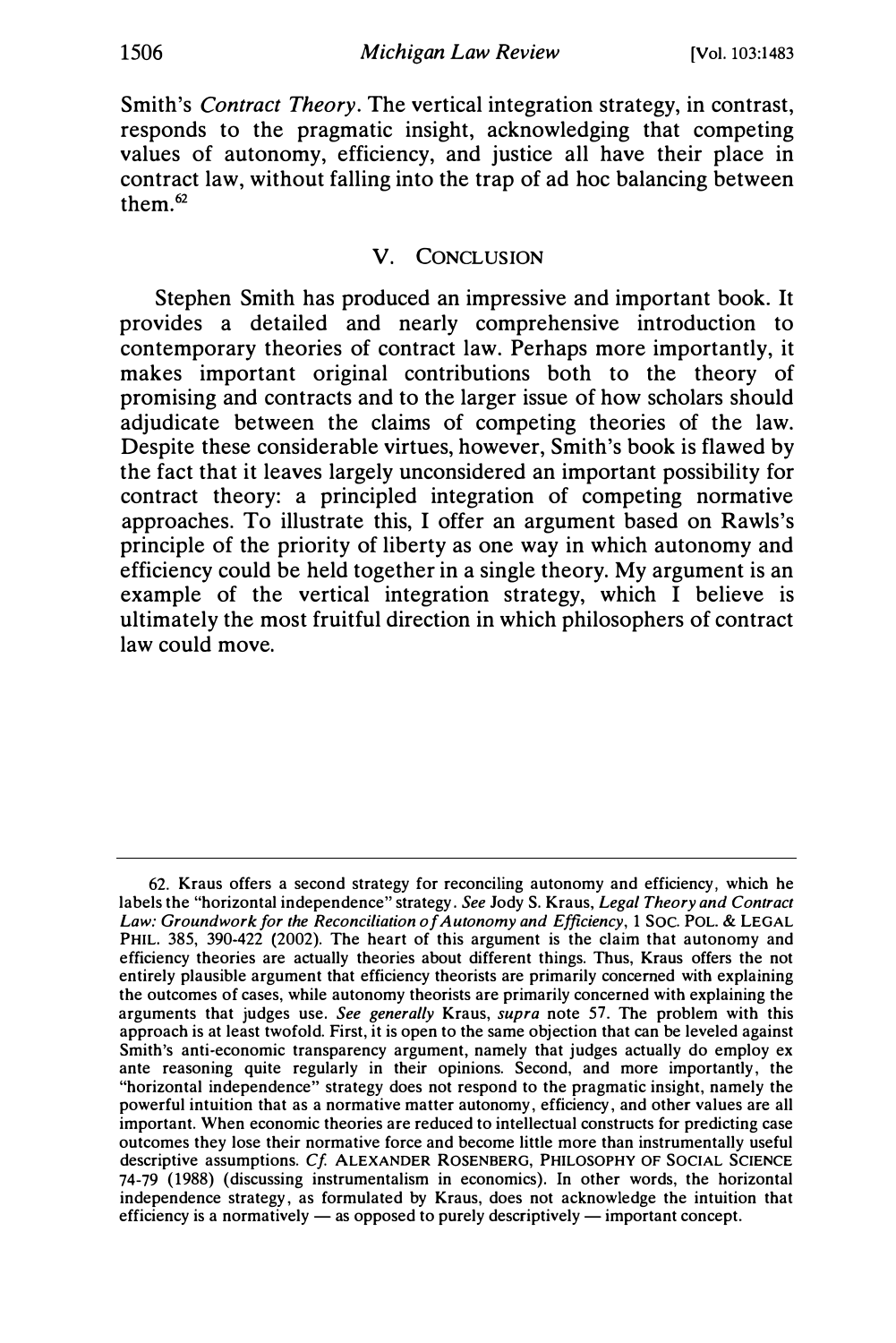Smith's *Contract Theory*. The vertical integration strategy, in contrast, responds to the pragmatic insight, acknowledging that competing values of autonomy, efficiency, and justice all have their place in contract law, without falling into the trap of ad hoc balancing between them.[62]

## V. CONCLUSION

Stephen Smith has produced an impressive and important book. It provides a detailed and nearly comprehensive introduction to contemporary theories of contract law. Perhaps more importantly, it makes important original contributions both to the theory of promising and contracts and to the larger issue of how scholars should adjudicate between the claims of competing theories of the law. Despite these considerable virtues, however, Smith's book is flawed by the fact that it leaves largely unconsidered an important possibility for contract theory: a principled integration of competing normative approaches. To illustrate this, I offer an argument based on Rawls's principle of the priority of liberty as one way in which autonomy and efficiency could be held together in a single theory. My argument is an example of the vertical integration strategy, which I believe is ultimately the most fruitful direction in which philosophers of contract law could move.

---

62. Kraus offers a second strategy for reconciling autonomy and efficiency, which he labels the "horizontal independence" strategy. *See* Jody S. Kraus, *Legal Theory and Contract Law: Groundwork for the Reconciliation of Autonomy and Efficiency*, 1 SOC. POL. & LEGAL PHIL. 385, 390-422 (2002). The heart of this argument is the claim that autonomy and efficiency theories are actually theories about different things. Thus, Kraus offers the not entirely plausible argument that efficiency theorists are primarily concerned with explaining the outcomes of cases, while autonomy theorists are primarily concerned with explaining the arguments that judges use. *See generally* Kraus, *supra* note 57. The problem with this approach is at least twofold. First, it is open to the same objection that can be leveled against Smith's anti-economic transparency argument, namely that judges actually do employ ex ante reasoning quite regularly in their opinions. Second, and more importantly, the "horizontal independence" strategy does not respond to the pragmatic insight, namely the powerful intuition that as a normative matter autonomy, efficiency, and other values are all important. When economic theories are reduced to intellectual constructs for predicting case outcomes they lose their normative force and become little more than instrumentally useful descriptive assumptions. *Cf.* ALEXANDER ROSENBERG, PHILOSOPHY OF SOCIAL SCIENCE 74-79 (1988) (discussing instrumentalism in economics). In other words, the horizontal independence strategy, as formulated by Kraus, does not acknowledge the intuition that efficiency is a normatively — as opposed to purely descriptively — important concept.